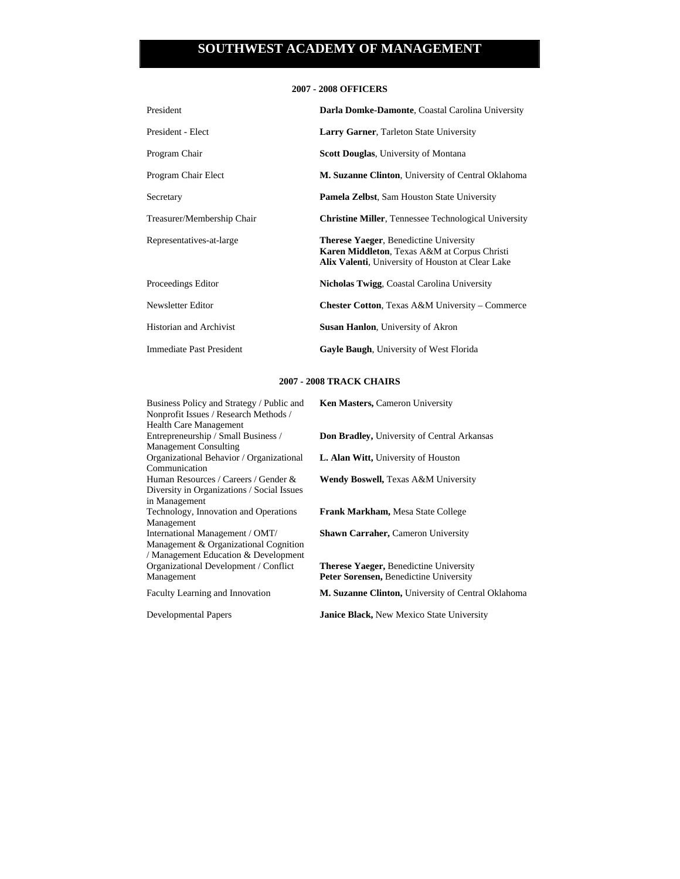# SOUTHWEST ACADEMY OF MANAGEMENT

## 2007 - 2008 OFFICERS

| | |
|---|---|
| President | **Darla Domke-Damonte**, Coastal Carolina University |
| President - Elect | **Larry Garner**, Tarleton State University |
| Program Chair | **Scott Douglas**, University of Montana |
| Program Chair Elect | **M. Suzanne Clinton**, University of Central Oklahoma |
| Secretary | **Pamela Zelbst**, Sam Houston State University |
| Treasurer/Membership Chair | **Christine Miller**, Tennessee Technological University |
| Representatives-at-large | **Therese Yaeger**, Benedictine University<br>**Karen Middleton**, Texas A&M at Corpus Christi<br>**Alix Valenti**, University of Houston at Clear Lake |
| Proceedings Editor | **Nicholas Twigg**, Coastal Carolina University |
| Newsletter Editor | **Chester Cotton**, Texas A&M University – Commerce |
| Historian and Archivist | **Susan Hanlon**, University of Akron |
| Immediate Past President | **Gayle Baugh**, University of West Florida |

## 2007 - 2008 TRACK CHAIRS

| | |
|---|---|
| Business Policy and Strategy / Public and Nonprofit Issues / Research Methods / Health Care Management | **Ken Masters,** Cameron University |
| Entrepreneurship / Small Business / Management Consulting | **Don Bradley,** University of Central Arkansas |
| Organizational Behavior / Organizational Communication | **L. Alan Witt,** University of Houston |
| Human Resources / Careers / Gender & Diversity in Organizations / Social Issues in Management | **Wendy Boswell,** Texas A&M University |
| Technology, Innovation and Operations Management | **Frank Markham,** Mesa State College |
| International Management / OMT/ Management & Organizational Cognition / Management Education & Development | **Shawn Carraher,** Cameron University |
| Organizational Development / Conflict Management | **Therese Yaeger,** Benedictine University<br>**Peter Sorensen,** Benedictine University |
| Faculty Learning and Innovation | **M. Suzanne Clinton,** University of Central Oklahoma |
| Developmental Papers | **Janice Black,** New Mexico State University |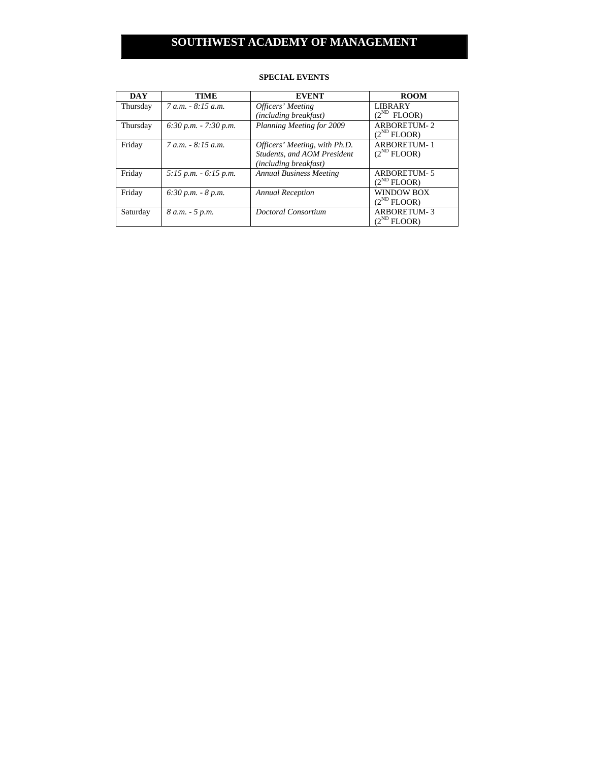# SOUTHWEST ACADEMY OF MANAGEMENT

**SPECIAL EVENTS**

| DAY | TIME | EVENT | ROOM |
|---|---|---|---|
| Thursday | *7 a.m. - 8:15 a.m.* | *Officers' Meeting (including breakfast)* | LIBRARY ($2^{ND}$ FLOOR) |
| Thursday | *6:30 p.m. - 7:30 p.m.* | *Planning Meeting for 2009* | ARBORETUM- 2 ($2^{ND}$ FLOOR) |
| Friday | *7 a.m. - 8:15 a.m.* | *Officers' Meeting, with Ph.D. Students, and AOM President (including breakfast)* | ARBORETUM- 1 ($2^{ND}$ FLOOR) |
| Friday | *5:15 p.m. - 6:15 p.m.* | *Annual Business Meeting* | ARBORETUM- 5 ($2^{ND}$ FLOOR) |
| Friday | *6:30 p.m. - 8 p.m.* | *Annual Reception* | WINDOW BOX ($2^{ND}$ FLOOR) |
| Saturday | *8 a.m. - 5 p.m.* | *Doctoral Consortium* | ARBORETUM- 3 ($2^{ND}$ FLOOR) |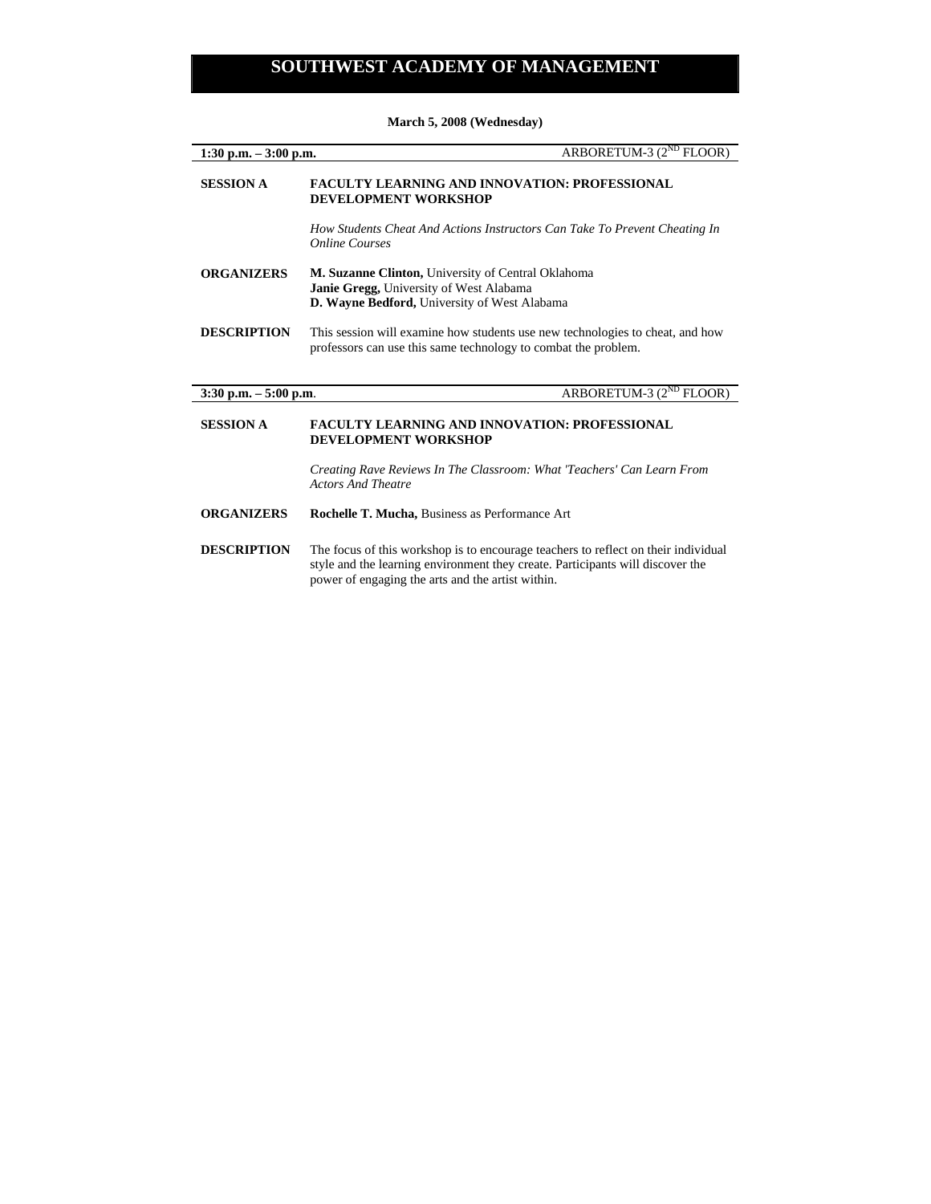# SOUTHWEST ACADEMY OF MANAGEMENT

**March 5, 2008 (Wednesday)**

**1:30 p.m. – 3:00 p.m.** ARBORETUM-3 (2ND FLOOR)

**SESSION A** **FACULTY LEARNING AND INNOVATION: PROFESSIONAL DEVELOPMENT WORKSHOP**

*How Students Cheat And Actions Instructors Can Take To Prevent Cheating In Online Courses*

**ORGANIZERS**
**M. Suzanne Clinton,** University of Central Oklahoma
**Janie Gregg,** University of West Alabama
**D. Wayne Bedford,** University of West Alabama

**DESCRIPTION** This session will examine how students use new technologies to cheat, and how professors can use this same technology to combat the problem.

**3:30 p.m. – 5:00 p.m**. ARBORETUM-3 (2ND FLOOR)

**SESSION A** **FACULTY LEARNING AND INNOVATION: PROFESSIONAL DEVELOPMENT WORKSHOP**

*Creating Rave Reviews In The Classroom: What 'Teachers' Can Learn From Actors And Theatre*

**ORGANIZERS** **Rochelle T. Mucha,** Business as Performance Art

**DESCRIPTION** The focus of this workshop is to encourage teachers to reflect on their individual style and the learning environment they create. Participants will discover the power of engaging the arts and the artist within.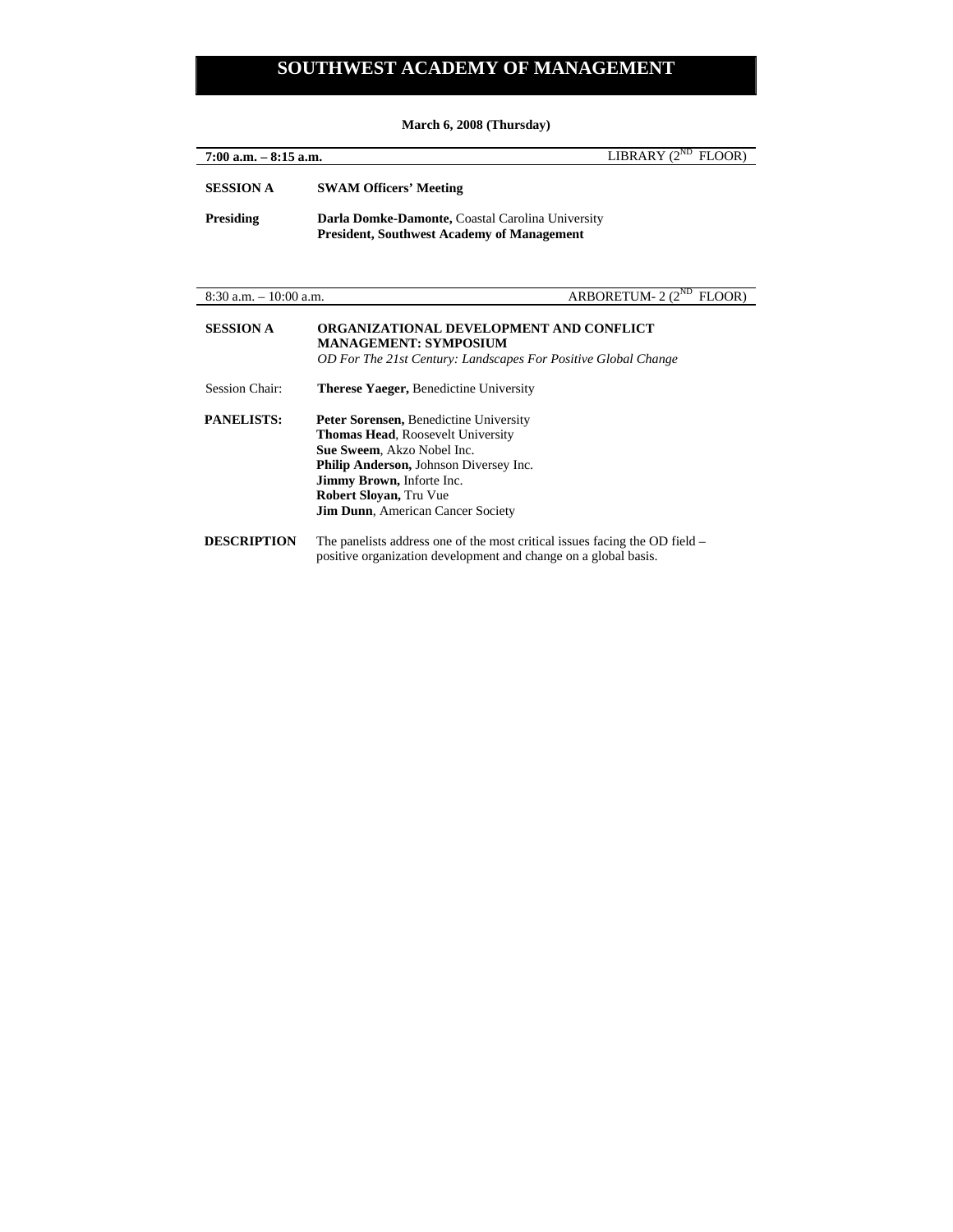# SOUTHWEST ACADEMY OF MANAGEMENT

**March 6, 2008 (Thursday)**

**7:00 a.m. – 8:15 a.m.** LIBRARY (2ND FLOOR)

**SESSION A** **SWAM Officers' Meeting**

**Presiding** **Darla Domke-Damonte,** Coastal Carolina University
**President, Southwest Academy of Management**

---

8:30 a.m. – 10:00 a.m. ARBORETUM- 2 (2ND FLOOR)

**SESSION A** **ORGANIZATIONAL DEVELOPMENT AND CONFLICT MANAGEMENT: SYMPOSIUM**
*OD For The 21st Century: Landscapes For Positive Global Change*

Session Chair: **Therese Yaeger,** Benedictine University

**PANELISTS:**
**Peter Sorensen,** Benedictine University
**Thomas Head**, Roosevelt University
**Sue Sweem**, Akzo Nobel Inc.
**Philip Anderson,** Johnson Diversey Inc.
**Jimmy Brown,** Inforte Inc.
**Robert Sloyan,** Tru Vue
**Jim Dunn**, American Cancer Society

**DESCRIPTION** The panelists address one of the most critical issues facing the OD field – positive organization development and change on a global basis.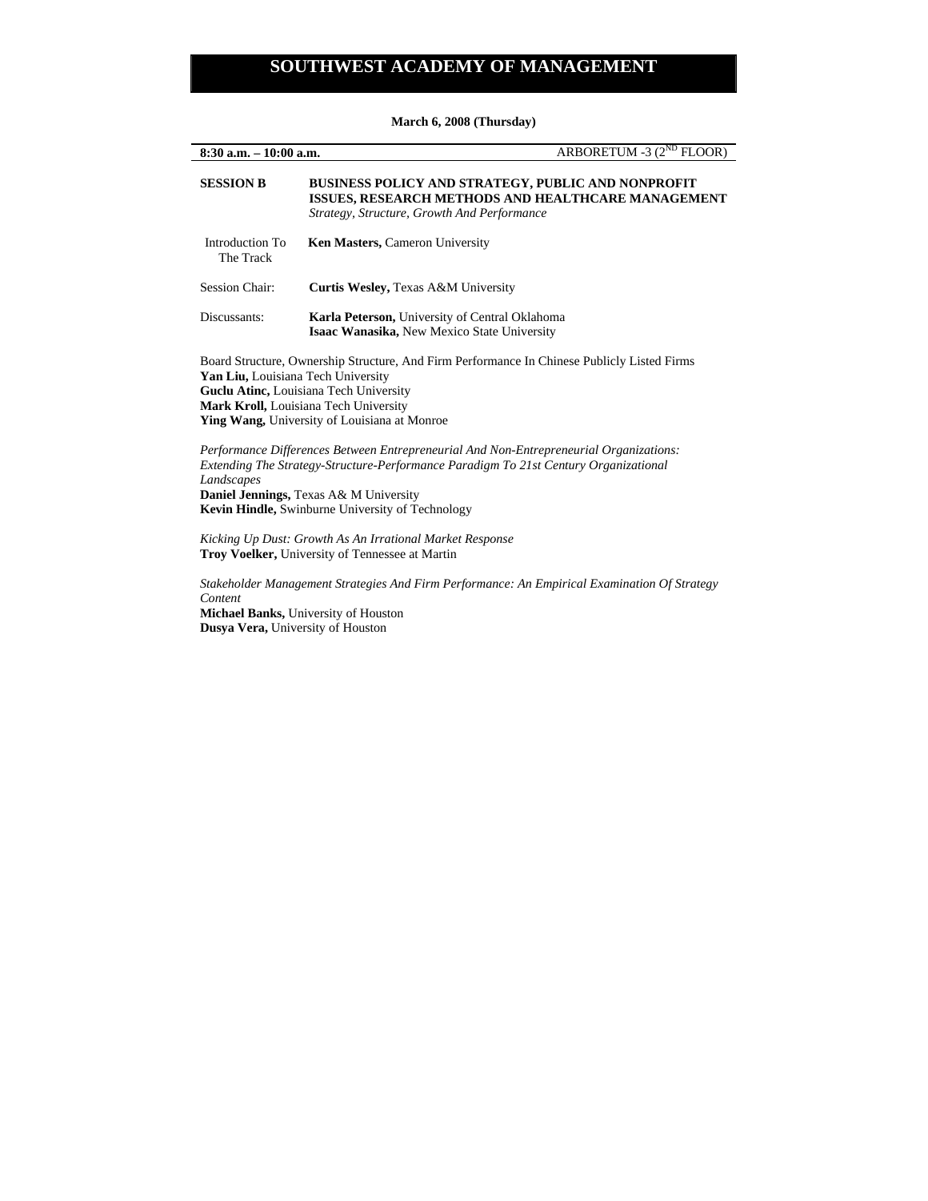# SOUTHWEST ACADEMY OF MANAGEMENT

**March 6, 2008 (Thursday)**

**8:30 a.m. – 10:00 a.m.** ARBORETUM -3 (2[ND] FLOOR)

**SESSION B** **BUSINESS POLICY AND STRATEGY, PUBLIC AND NONPROFIT ISSUES, RESEARCH METHODS AND HEALTHCARE MANAGEMENT**
*Strategy, Structure, Growth And Performance*

Introduction To The Track: **Ken Masters,** Cameron University

Session Chair: **Curtis Wesley,** Texas A&M University

Discussants: **Karla Peterson,** University of Central Oklahoma
**Isaac Wanasika,** New Mexico State University

Board Structure, Ownership Structure, And Firm Performance In Chinese Publicly Listed Firms
**Yan Liu,** Louisiana Tech University
**Guclu Atinc,** Louisiana Tech University
**Mark Kroll,** Louisiana Tech University
**Ying Wang,** University of Louisiana at Monroe

*Performance Differences Between Entrepreneurial And Non-Entrepreneurial Organizations: Extending The Strategy-Structure-Performance Paradigm To 21st Century Organizational Landscapes*
**Daniel Jennings,** Texas A& M University
**Kevin Hindle,** Swinburne University of Technology

*Kicking Up Dust: Growth As An Irrational Market Response*
**Troy Voelker,** University of Tennessee at Martin

*Stakeholder Management Strategies And Firm Performance: An Empirical Examination Of Strategy Content*
**Michael Banks,** University of Houston
**Dusya Vera,** University of Houston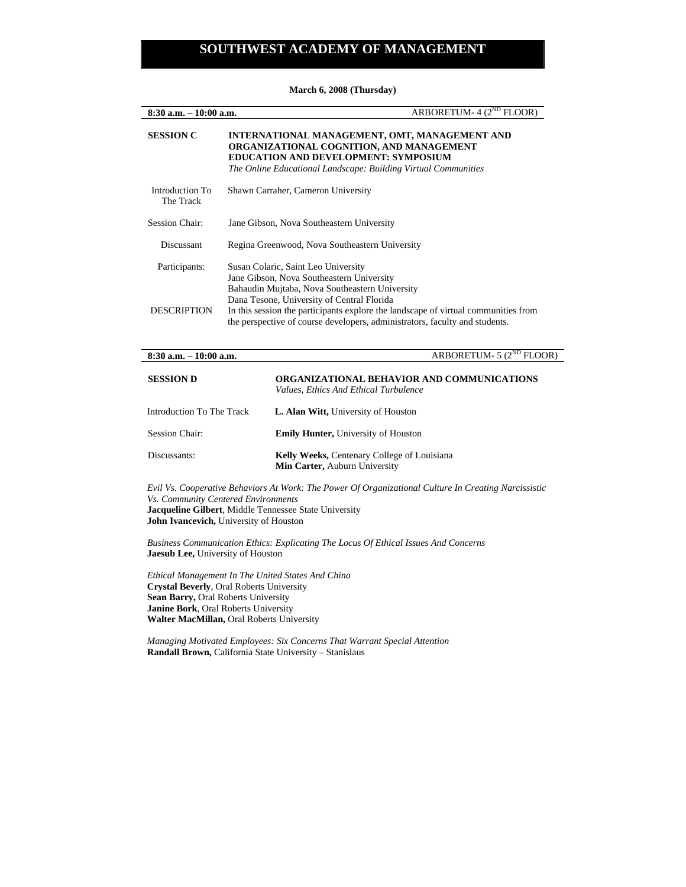# SOUTHWEST ACADEMY OF MANAGEMENT

**March 6, 2008 (Thursday)**

**8:30 a.m. – 10:00 a.m.** ARBORETUM- 4 (2ND FLOOR)

**SESSION C** **INTERNATIONAL MANAGEMENT, OMT, MANAGEMENT AND ORGANIZATIONAL COGNITION, AND MANAGEMENT EDUCATION AND DEVELOPMENT: SYMPOSIUM**
*The Online Educational Landscape: Building Virtual Communities*

Introduction To The Track: Shawn Carraher, Cameron University

Session Chair: Jane Gibson, Nova Southeastern University

Discussant: Regina Greenwood, Nova Southeastern University

Participants:
Susan Colaric, Saint Leo University
Jane Gibson, Nova Southeastern University
Bahaudin Mujtaba, Nova Southeastern University
Dana Tesone, University of Central Florida

DESCRIPTION: In this session the participants explore the landscape of virtual communities from the perspective of course developers, administrators, faculty and students.

**8:30 a.m. – 10:00 a.m.** ARBORETUM- 5 (2ND FLOOR)

**SESSION D** **ORGANIZATIONAL BEHAVIOR AND COMMUNICATIONS**
*Values, Ethics And Ethical Turbulence*

Introduction To The Track: **L. Alan Witt,** University of Houston

Session Chair: **Emily Hunter,** University of Houston

Discussants:
**Kelly Weeks,** Centenary College of Louisiana
**Min Carter,** Auburn University

*Evil Vs. Cooperative Behaviors At Work: The Power Of Organizational Culture In Creating Narcissistic Vs. Community Centered Environments*
**Jacqueline Gilbert**, Middle Tennessee State University
**John Ivancevich,** University of Houston

*Business Communication Ethics: Explicating The Locus Of Ethical Issues And Concerns*
**Jaesub Lee,** University of Houston

*Ethical Management In The United States And China*
**Crystal Beverly**, Oral Roberts University
**Sean Barry,** Oral Roberts University
**Janine Bork**, Oral Roberts University
**Walter MacMillan,** Oral Roberts University

*Managing Motivated Employees: Six Concerns That Warrant Special Attention*
**Randall Brown,** California State University – Stanislaus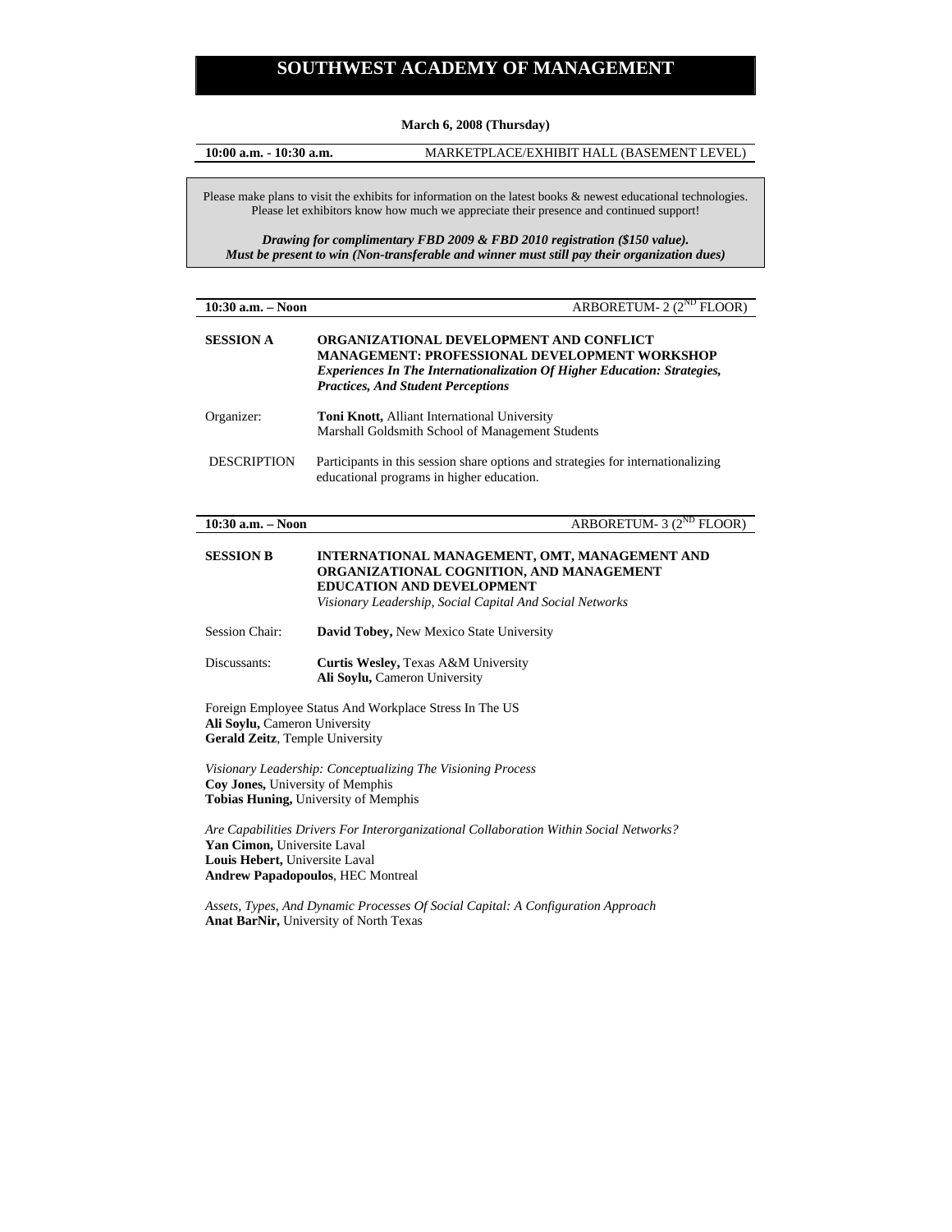# SOUTHWEST ACADEMY OF MANAGEMENT

**March 6, 2008 (Thursday)**

**10:00 a.m. - 10:30 a.m.** MARKETPLACE/EXHIBIT HALL (BASEMENT LEVEL)

Please make plans to visit the exhibits for information on the latest books & newest educational technologies. Please let exhibitors know how much we appreciate their presence and continued support!

***Drawing for complimentary FBD 2009 & FBD 2010 registration ($150 value). Must be present to win (Non-transferable and winner must still pay their organization dues)***

---

**10:30 a.m. – Noon** ARBORETUM- 2 (2ND FLOOR)

**SESSION A** **ORGANIZATIONAL DEVELOPMENT AND CONFLICT MANAGEMENT: PROFESSIONAL DEVELOPMENT WORKSHOP**
***Experiences In The Internationalization Of Higher Education: Strategies, Practices, And Student Perceptions***

Organizer: **Toni Knott,** Alliant International University
Marshall Goldsmith School of Management Students

DESCRIPTION Participants in this session share options and strategies for internationalizing educational programs in higher education.

---

**10:30 a.m. – Noon** ARBORETUM- 3 (2ND FLOOR)

**SESSION B** **INTERNATIONAL MANAGEMENT, OMT, MANAGEMENT AND ORGANIZATIONAL COGNITION, AND MANAGEMENT EDUCATION AND DEVELOPMENT**
*Visionary Leadership, Social Capital And Social Networks*

Session Chair: **David Tobey,** New Mexico State University

Discussants: **Curtis Wesley,** Texas A&M University
**Ali Soylu,** Cameron University

Foreign Employee Status And Workplace Stress In The US
**Ali Soylu,** Cameron University
**Gerald Zeitz**, Temple University

*Visionary Leadership: Conceptualizing The Visioning Process*
**Coy Jones,** University of Memphis
**Tobias Huning,** University of Memphis

*Are Capabilities Drivers For Interorganizational Collaboration Within Social Networks?*
**Yan Cimon,** Universite Laval
**Louis Hebert,** Universite Laval
**Andrew Papadopoulos**, HEC Montreal

*Assets, Types, And Dynamic Processes Of Social Capital: A Configuration Approach*
**Anat BarNir,** University of North Texas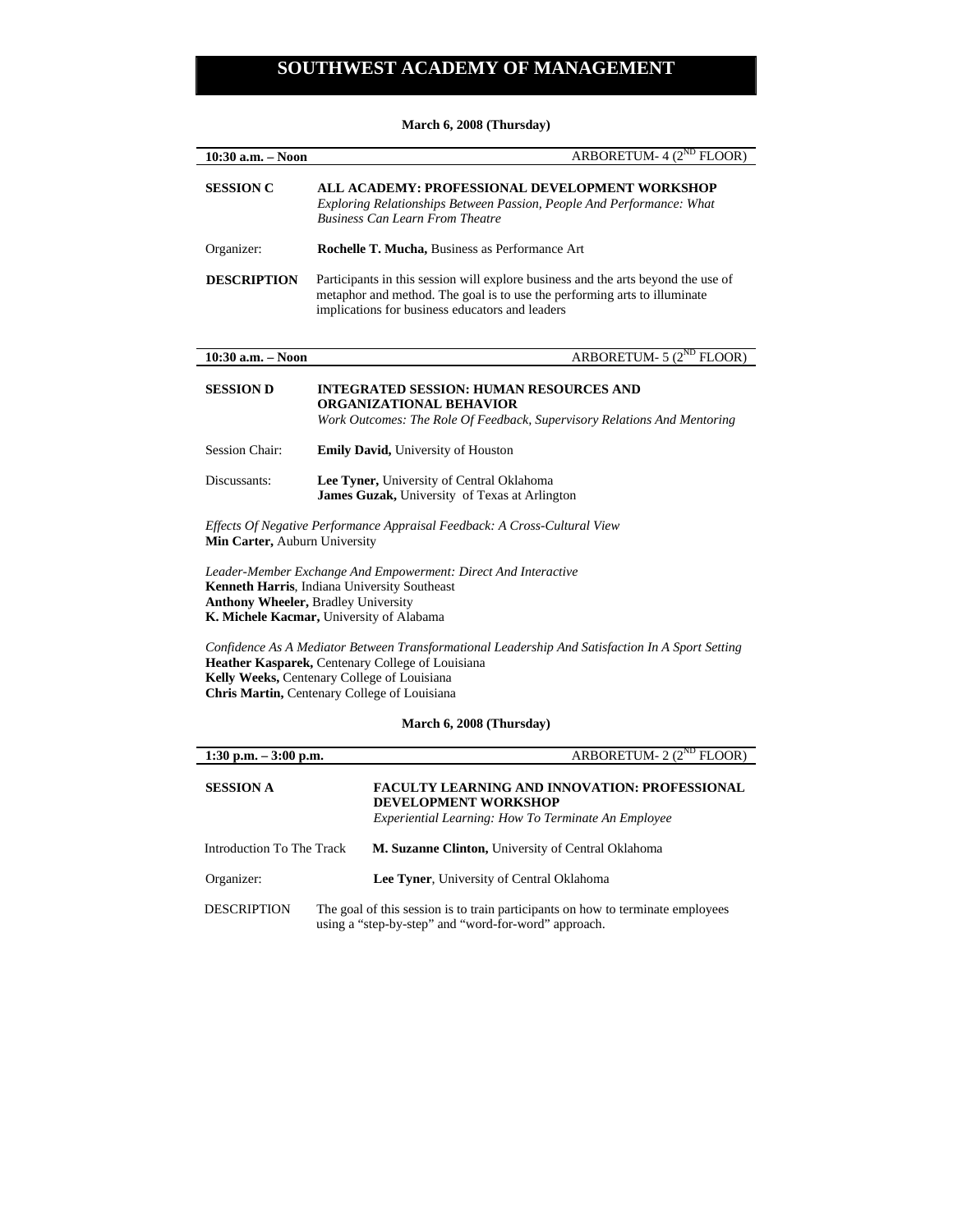# SOUTHWEST ACADEMY OF MANAGEMENT

**March 6, 2008 (Thursday)**

**10:30 a.m. – Noon** — ARBORETUM- 4 (2ND FLOOR)

**SESSION C** — **ALL ACADEMY: PROFESSIONAL DEVELOPMENT WORKSHOP**
*Exploring Relationships Between Passion, People And Performance: What Business Can Learn From Theatre*

Organizer: **Rochelle T. Mucha,** Business as Performance Art

**DESCRIPTION** — Participants in this session will explore business and the arts beyond the use of metaphor and method. The goal is to use the performing arts to illuminate implications for business educators and leaders

**10:30 a.m. – Noon** — ARBORETUM- 5 (2ND FLOOR)

**SESSION D** — **INTEGRATED SESSION: HUMAN RESOURCES AND ORGANIZATIONAL BEHAVIOR**
*Work Outcomes: The Role Of Feedback, Supervisory Relations And Mentoring*

Session Chair: **Emily David,** University of Houston

Discussants: **Lee Tyner,** University of Central Oklahoma
**James Guzak,** University of Texas at Arlington

*Effects Of Negative Performance Appraisal Feedback: A Cross-Cultural View*
**Min Carter,** Auburn University

*Leader-Member Exchange And Empowerment: Direct And Interactive*
**Kenneth Harris**, Indiana University Southeast
**Anthony Wheeler,** Bradley University
**K. Michele Kacmar,** University of Alabama

*Confidence As A Mediator Between Transformational Leadership And Satisfaction In A Sport Setting*
**Heather Kasparek,** Centenary College of Louisiana
**Kelly Weeks,** Centenary College of Louisiana
**Chris Martin,** Centenary College of Louisiana

**March 6, 2008 (Thursday)**

**1:30 p.m. – 3:00 p.m.** — ARBORETUM- 2 (2ND FLOOR)

**SESSION A** — **FACULTY LEARNING AND INNOVATION: PROFESSIONAL DEVELOPMENT WORKSHOP**
*Experiential Learning: How To Terminate An Employee*

Introduction To The Track: **M. Suzanne Clinton,** University of Central Oklahoma

Organizer: **Lee Tyner**, University of Central Oklahoma

DESCRIPTION — The goal of this session is to train participants on how to terminate employees using a "step-by-step" and "word-for-word" approach.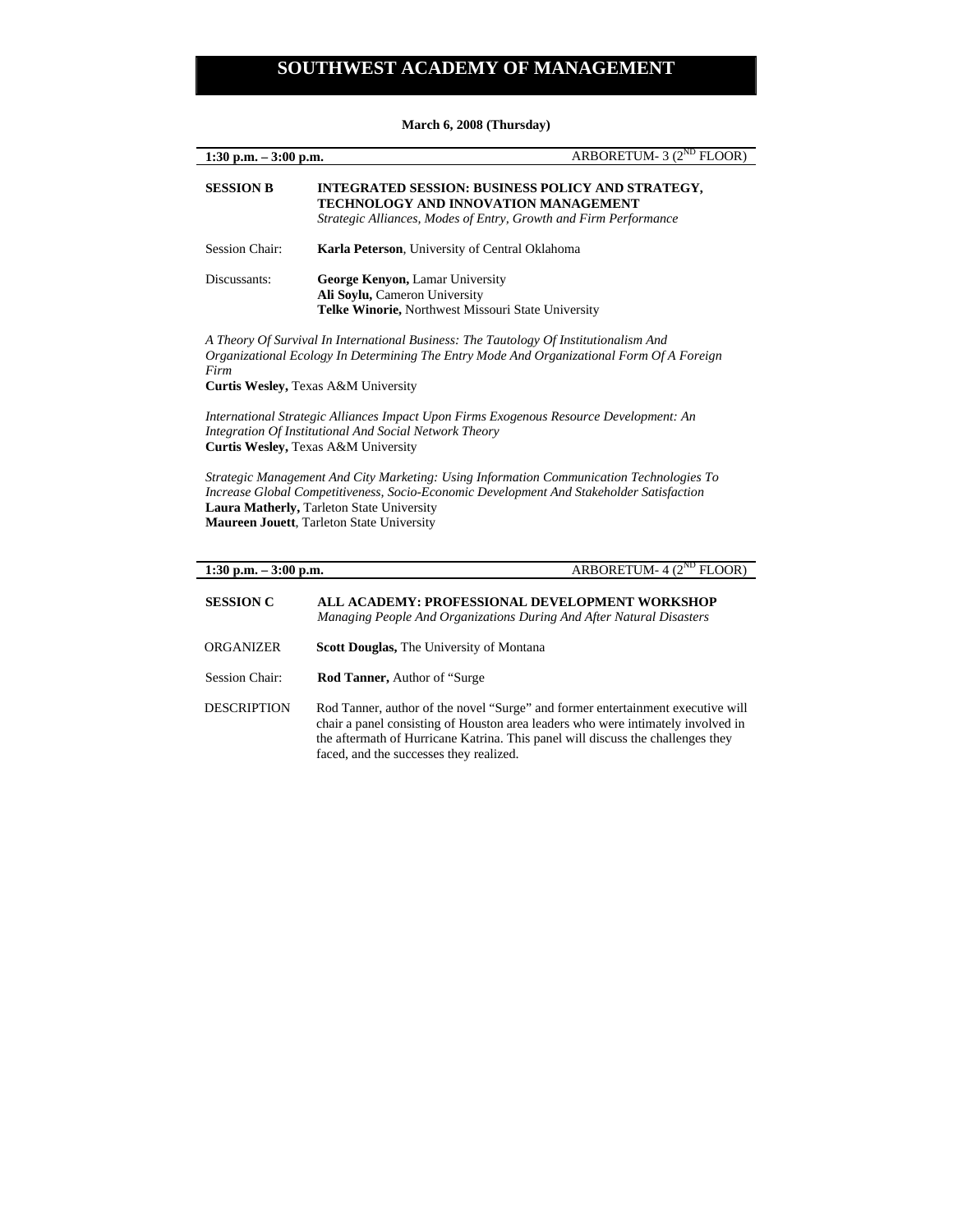# SOUTHWEST ACADEMY OF MANAGEMENT

**March 6, 2008 (Thursday)**

**1:30 p.m. – 3:00 p.m.** ARBORETUM- 3 (2ND FLOOR)

**SESSION B** **INTEGRATED SESSION: BUSINESS POLICY AND STRATEGY, TECHNOLOGY AND INNOVATION MANAGEMENT**
*Strategic Alliances, Modes of Entry, Growth and Firm Performance*

Session Chair: **Karla Peterson**, University of Central Oklahoma

Discussants: **George Kenyon,** Lamar University
**Ali Soylu,** Cameron University
**Telke Winorie,** Northwest Missouri State University

*A Theory Of Survival In International Business: The Tautology Of Institutionalism And Organizational Ecology In Determining The Entry Mode And Organizational Form Of A Foreign Firm*
**Curtis Wesley,** Texas A&M University

*International Strategic Alliances Impact Upon Firms Exogenous Resource Development: An Integration Of Institutional And Social Network Theory*
**Curtis Wesley,** Texas A&M University

*Strategic Management And City Marketing: Using Information Communication Technologies To Increase Global Competitiveness, Socio-Economic Development And Stakeholder Satisfaction*
**Laura Matherly,** Tarleton State University
**Maureen Jouett**, Tarleton State University

**1:30 p.m. – 3:00 p.m.** ARBORETUM- 4 (2ND FLOOR)

**SESSION C** **ALL ACADEMY: PROFESSIONAL DEVELOPMENT WORKSHOP**
*Managing People And Organizations During And After Natural Disasters*

ORGANIZER **Scott Douglas,** The University of Montana

Session Chair: **Rod Tanner,** Author of "Surge

DESCRIPTION Rod Tanner, author of the novel "Surge" and former entertainment executive will chair a panel consisting of Houston area leaders who were intimately involved in the aftermath of Hurricane Katrina. This panel will discuss the challenges they faced, and the successes they realized.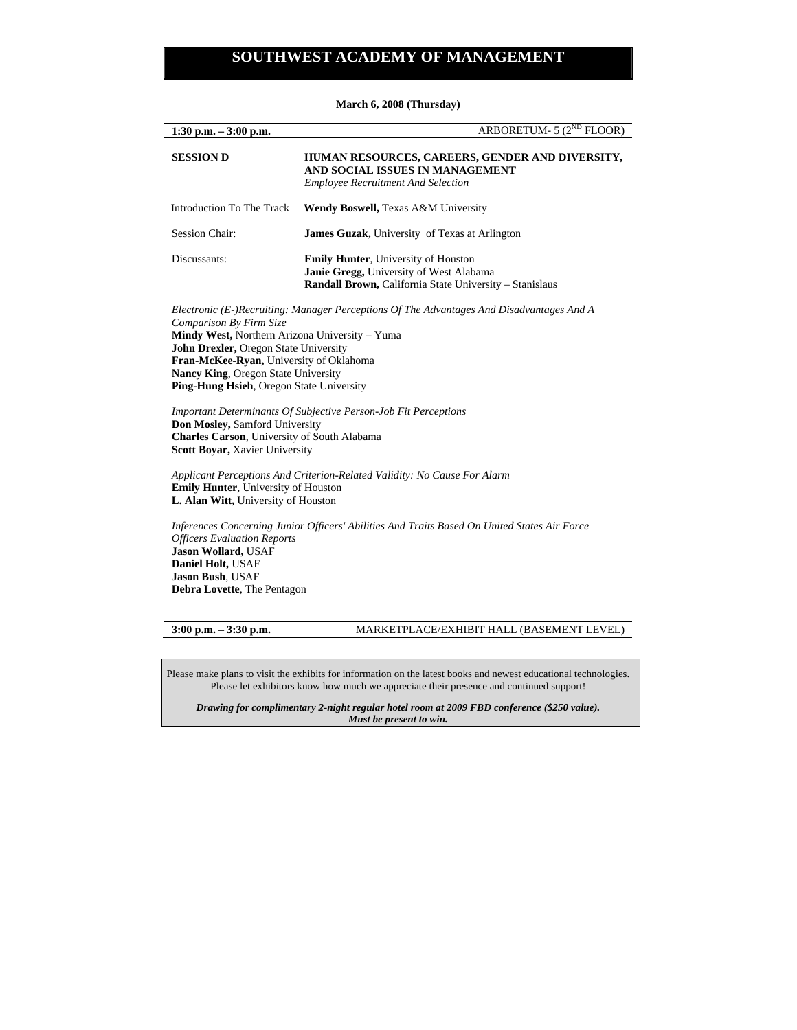# SOUTHWEST ACADEMY OF MANAGEMENT

**March 6, 2008 (Thursday)**

**1:30 p.m. – 3:00 p.m.** ARBORETUM- 5 (2ND FLOOR)

**SESSION D** **HUMAN RESOURCES, CAREERS, GENDER AND DIVERSITY, AND SOCIAL ISSUES IN MANAGEMENT**
*Employee Recruitment And Selection*

Introduction To The Track **Wendy Boswell,** Texas A&M University

Session Chair: **James Guzak,** University of Texas at Arlington

Discussants:
**Emily Hunter**, University of Houston
**Janie Gregg,** University of West Alabama
**Randall Brown,** California State University – Stanislaus

*Electronic (E-)Recruiting: Manager Perceptions Of The Advantages And Disadvantages And A Comparison By Firm Size*
**Mindy West,** Northern Arizona University – Yuma
**John Drexler,** Oregon State University
**Fran-McKee-Ryan,** University of Oklahoma
**Nancy King**, Oregon State University
**Ping-Hung Hsieh**, Oregon State University

*Important Determinants Of Subjective Person-Job Fit Perceptions*
**Don Mosley,** Samford University
**Charles Carson**, University of South Alabama
**Scott Boyar,** Xavier University

*Applicant Perceptions And Criterion-Related Validity: No Cause For Alarm*
**Emily Hunter**, University of Houston
**L. Alan Witt,** University of Houston

*Inferences Concerning Junior Officers' Abilities And Traits Based On United States Air Force Officers Evaluation Reports*
**Jason Wollard,** USAF
**Daniel Holt,** USAF
**Jason Bush**, USAF
**Debra Lovette**, The Pentagon

**3:00 p.m. – 3:30 p.m.** MARKETPLACE/EXHIBIT HALL (BASEMENT LEVEL)

Please make plans to visit the exhibits for information on the latest books and newest educational technologies. Please let exhibitors know how much we appreciate their presence and continued support!

***Drawing for complimentary 2-night regular hotel room at 2009 FBD conference ($250 value). Must be present to win.***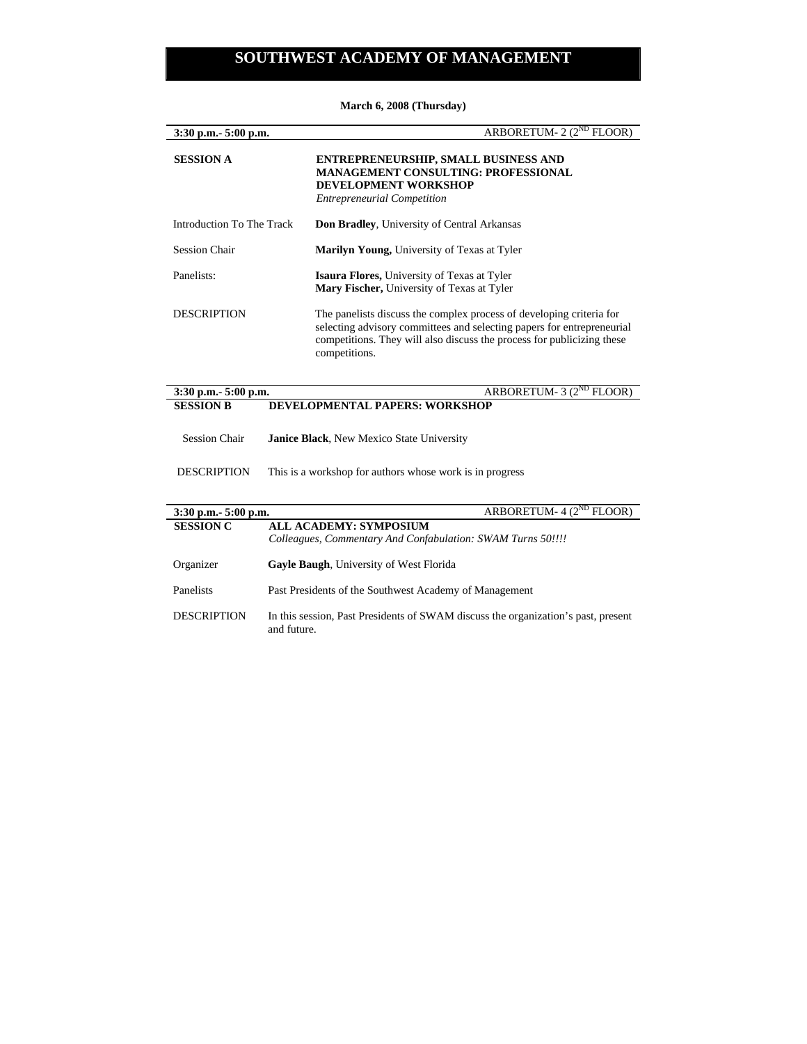# SOUTHWEST ACADEMY OF MANAGEMENT

**March 6, 2008 (Thursday)**

**3:30 p.m.- 5:00 p.m.** — ARBORETUM- 2 ($2^{ND}$ FLOOR)

| | |
|---|---|
| **SESSION A** | **ENTREPRENEURSHIP, SMALL BUSINESS AND MANAGEMENT CONSULTING: PROFESSIONAL DEVELOPMENT WORKSHOP** *Entrepreneurial Competition* |
| Introduction To The Track | **Don Bradley**, University of Central Arkansas |
| Session Chair | **Marilyn Young,** University of Texas at Tyler |
| Panelists: | **Isaura Flores,** University of Texas at Tyler<br>**Mary Fischer,** University of Texas at Tyler |
| DESCRIPTION | The panelists discuss the complex process of developing criteria for selecting advisory committees and selecting papers for entrepreneurial competitions. They will also discuss the process for publicizing these competitions. |

**3:30 p.m.- 5:00 p.m.** — ARBORETUM- 3 ($2^{ND}$ FLOOR)

| | |
|---|---|
| **SESSION B** | **DEVELOPMENTAL PAPERS: WORKSHOP** |
| Session Chair | **Janice Black**, New Mexico State University |
| DESCRIPTION | This is a workshop for authors whose work is in progress |

**3:30 p.m.- 5:00 p.m.** — ARBORETUM- 4 ($2^{ND}$ FLOOR)

| | |
|---|---|
| **SESSION C** | **ALL ACADEMY: SYMPOSIUM** *Colleagues, Commentary And Confabulation: SWAM Turns 50!!!!* |
| Organizer | **Gayle Baugh**, University of West Florida |
| Panelists | Past Presidents of the Southwest Academy of Management |
| DESCRIPTION | In this session, Past Presidents of SWAM discuss the organization's past, present and future. |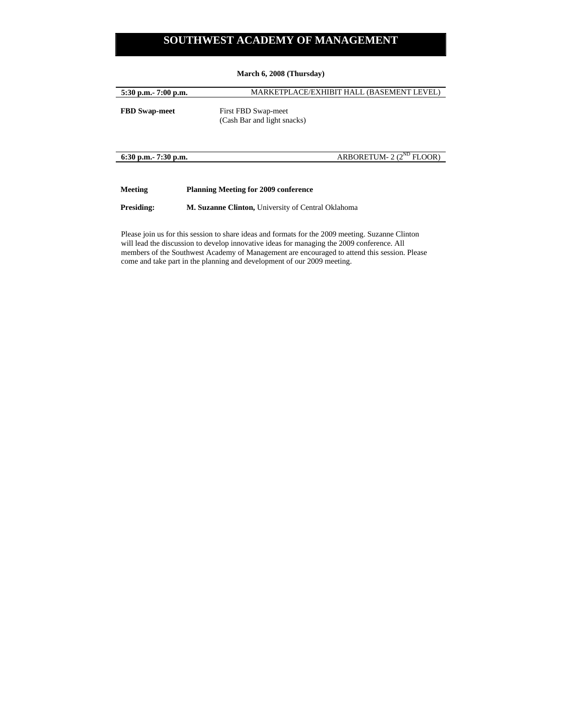# SOUTHWEST ACADEMY OF MANAGEMENT

**March 6, 2008 (Thursday)**

**5:30 p.m.- 7:00 p.m.** — MARKETPLACE/EXHIBIT HALL (BASEMENT LEVEL)

**FBD Swap-meet** — First FBD Swap-meet
(Cash Bar and light snacks)

**6:30 p.m.- 7:30 p.m.** — ARBORETUM- 2 (2ND FLOOR)

**Meeting** — **Planning Meeting for 2009 conference**

**Presiding:** — **M. Suzanne Clinton,** University of Central Oklahoma

Please join us for this session to share ideas and formats for the 2009 meeting. Suzanne Clinton will lead the discussion to develop innovative ideas for managing the 2009 conference. All members of the Southwest Academy of Management are encouraged to attend this session. Please come and take part in the planning and development of our 2009 meeting.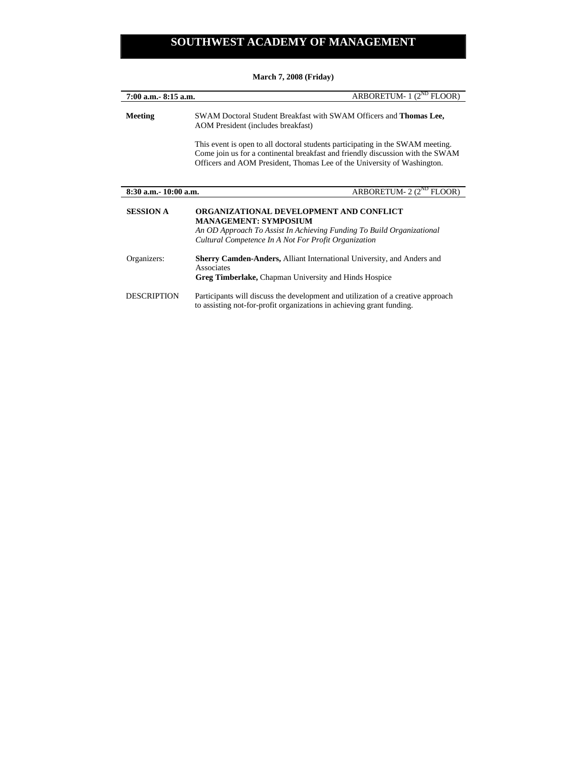# SOUTHWEST ACADEMY OF MANAGEMENT

**March 7, 2008 (Friday)**

**7:00 a.m.- 8:15 a.m.** ARBORETUM- 1 (2[ND] FLOOR)

**Meeting**

SWAM Doctoral Student Breakfast with SWAM Officers and **Thomas Lee,** AOM President (includes breakfast)

This event is open to all doctoral students participating in the SWAM meeting. Come join us for a continental breakfast and friendly discussion with the SWAM Officers and AOM President, Thomas Lee of the University of Washington.

**8:30 a.m.- 10:00 a.m.** ARBORETUM- 2 (2[ND] FLOOR)

**SESSION A**

**ORGANIZATIONAL DEVELOPMENT AND CONFLICT MANAGEMENT: SYMPOSIUM**

*An OD Approach To Assist In Achieving Funding To Build Organizational Cultural Competence In A Not For Profit Organization*

Organizers:

**Sherry Camden-Anders,** Alliant International University, and Anders and Associates

**Greg Timberlake,** Chapman University and Hinds Hospice

DESCRIPTION

Participants will discuss the development and utilization of a creative approach to assisting not-for-profit organizations in achieving grant funding.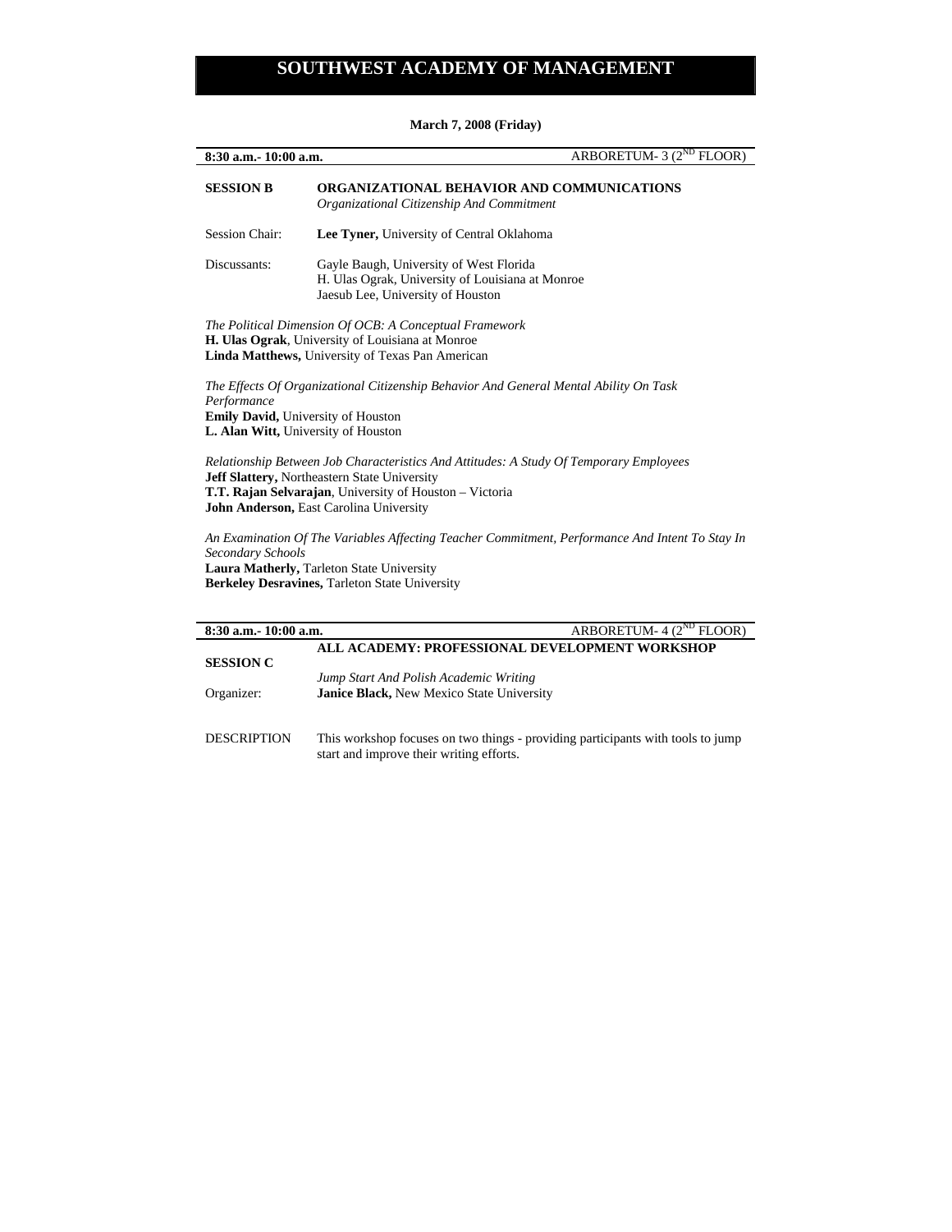# SOUTHWEST ACADEMY OF MANAGEMENT

**March 7, 2008 (Friday)**

**8:30 a.m.- 10:00 a.m.** ARBORETUM- 3 (2ND FLOOR)

**SESSION B** **ORGANIZATIONAL BEHAVIOR AND COMMUNICATIONS**
*Organizational Citizenship And Commitment*

Session Chair: **Lee Tyner,** University of Central Oklahoma

Discussants: Gayle Baugh, University of West Florida
H. Ulas Ograk, University of Louisiana at Monroe
Jaesub Lee, University of Houston

*The Political Dimension Of OCB: A Conceptual Framework*
**H. Ulas Ograk**, University of Louisiana at Monroe
**Linda Matthews,** University of Texas Pan American

*The Effects Of Organizational Citizenship Behavior And General Mental Ability On Task Performance*
**Emily David,** University of Houston
**L. Alan Witt,** University of Houston

*Relationship Between Job Characteristics And Attitudes: A Study Of Temporary Employees*
**Jeff Slattery,** Northeastern State University
**T.T. Rajan Selvarajan**, University of Houston – Victoria
**John Anderson,** East Carolina University

*An Examination Of The Variables Affecting Teacher Commitment, Performance And Intent To Stay In Secondary Schools*
**Laura Matherly,** Tarleton State University
**Berkeley Desravines,** Tarleton State University

**8:30 a.m.- 10:00 a.m.** ARBORETUM- 4 (2ND FLOOR)

**SESSION C** **ALL ACADEMY: PROFESSIONAL DEVELOPMENT WORKSHOP**
*Jump Start And Polish Academic Writing*

Organizer: **Janice Black,** New Mexico State University

DESCRIPTION This workshop focuses on two things - providing participants with tools to jump start and improve their writing efforts.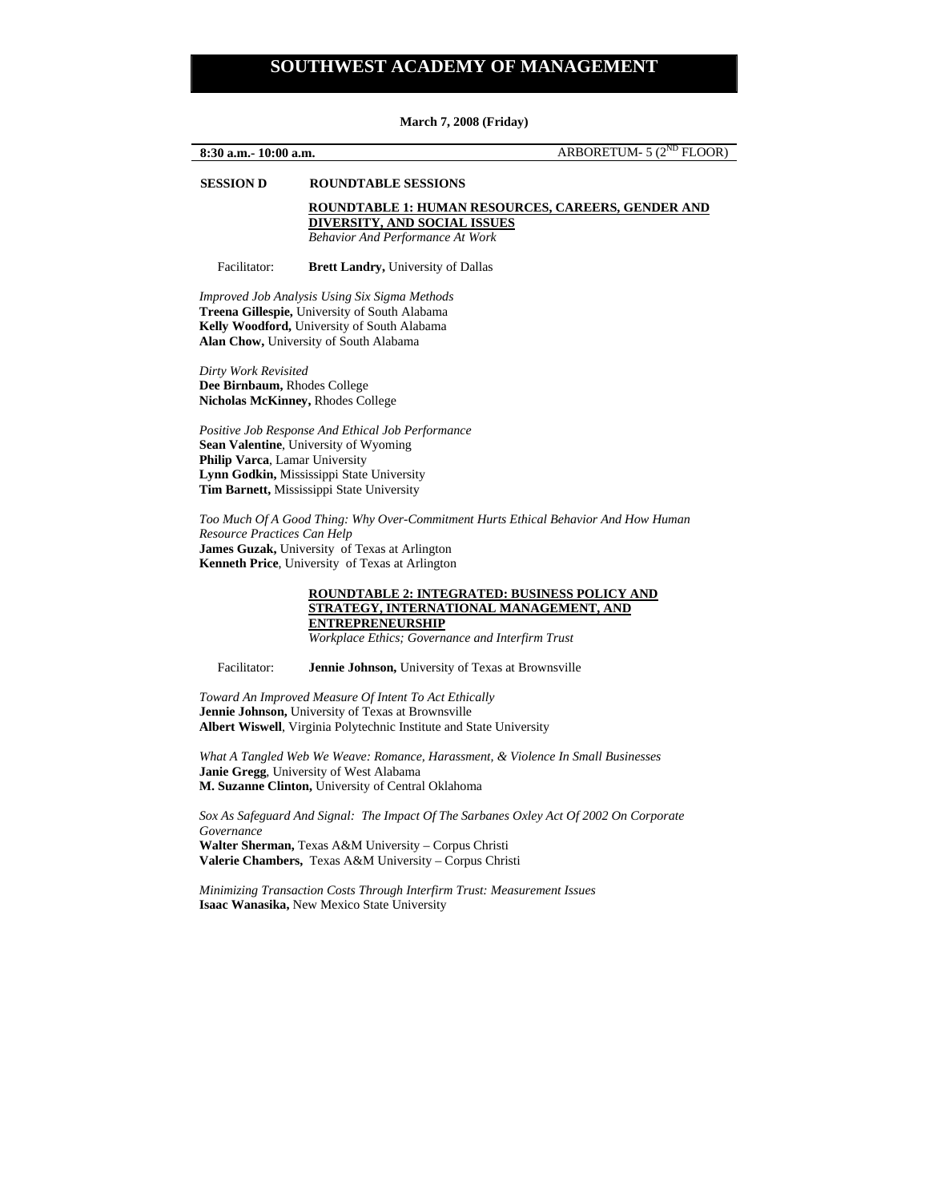# SOUTHWEST ACADEMY OF MANAGEMENT

**March 7, 2008 (Friday)**

**8:30 a.m.- 10:00 a.m.** ARBORETUM- 5 (2ND FLOOR)

**SESSION D** **ROUNDTABLE SESSIONS**

**ROUNDTABLE 1: HUMAN RESOURCES, CAREERS, GENDER AND DIVERSITY, AND SOCIAL ISSUES**
*Behavior And Performance At Work*

Facilitator: **Brett Landry,** University of Dallas

*Improved Job Analysis Using Six Sigma Methods*
**Treena Gillespie,** University of South Alabama
**Kelly Woodford,** University of South Alabama
**Alan Chow,** University of South Alabama

*Dirty Work Revisited*
**Dee Birnbaum,** Rhodes College
**Nicholas McKinney,** Rhodes College

*Positive Job Response And Ethical Job Performance*
**Sean Valentine**, University of Wyoming
**Philip Varca**, Lamar University
**Lynn Godkin,** Mississippi State University
**Tim Barnett,** Mississippi State University

*Too Much Of A Good Thing: Why Over-Commitment Hurts Ethical Behavior And How Human Resource Practices Can Help*
**James Guzak,** University of Texas at Arlington
**Kenneth Price**, University of Texas at Arlington

**ROUNDTABLE 2: INTEGRATED: BUSINESS POLICY AND STRATEGY, INTERNATIONAL MANAGEMENT, AND ENTREPRENEURSHIP**
*Workplace Ethics; Governance and Interfirm Trust*

Facilitator: **Jennie Johnson,** University of Texas at Brownsville

*Toward An Improved Measure Of Intent To Act Ethically*
**Jennie Johnson,** University of Texas at Brownsville
**Albert Wiswell**, Virginia Polytechnic Institute and State University

*What A Tangled Web We Weave: Romance, Harassment, & Violence In Small Businesses*
**Janie Gregg**, University of West Alabama
**M. Suzanne Clinton,** University of Central Oklahoma

*Sox As Safeguard And Signal: The Impact Of The Sarbanes Oxley Act Of 2002 On Corporate Governance*
**Walter Sherman,** Texas A&M University – Corpus Christi
**Valerie Chambers,** Texas A&M University – Corpus Christi

*Minimizing Transaction Costs Through Interfirm Trust: Measurement Issues*
**Isaac Wanasika,** New Mexico State University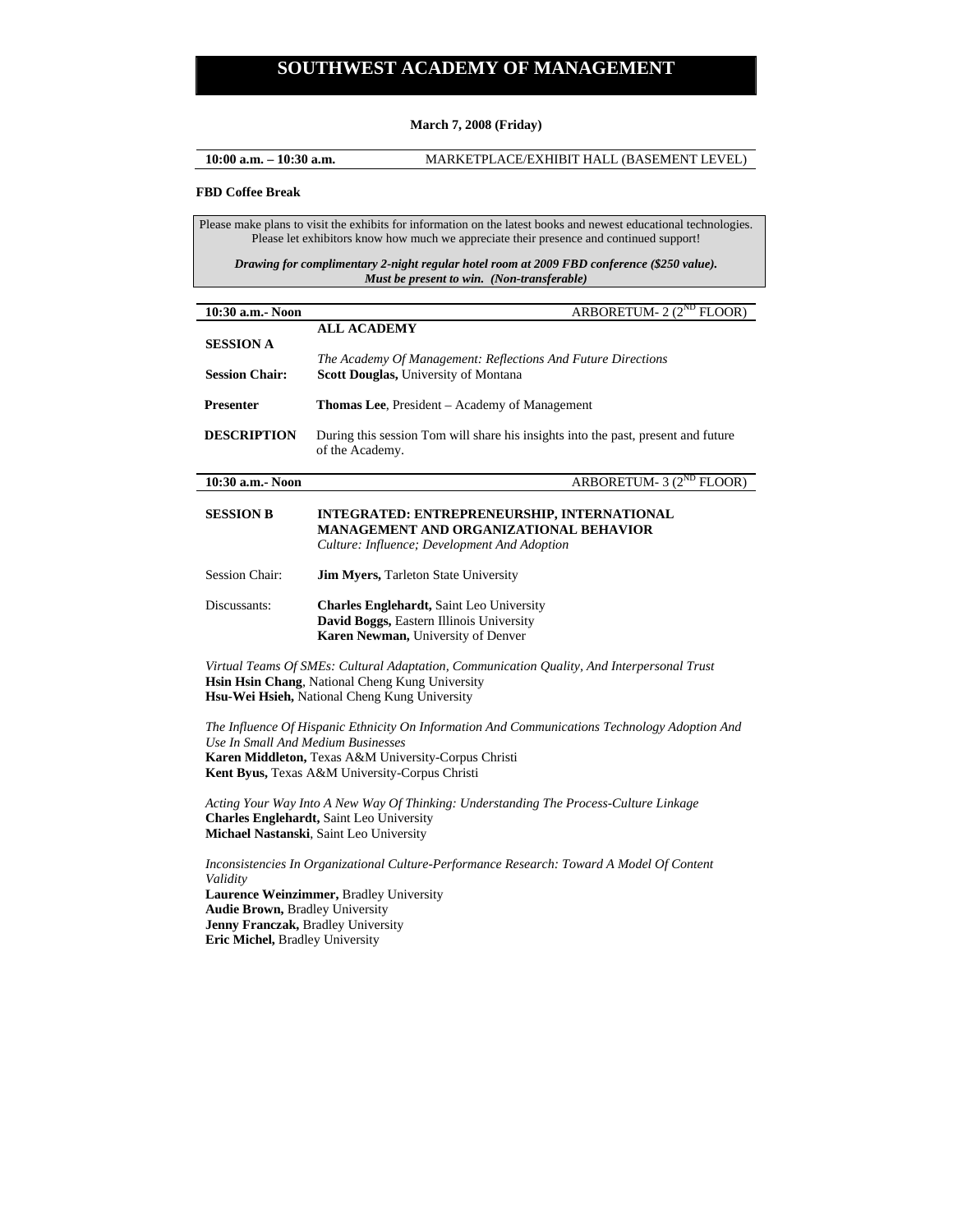# SOUTHWEST ACADEMY OF MANAGEMENT

**March 7, 2008 (Friday)**

**10:00 a.m. – 10:30 a.m.** MARKETPLACE/EXHIBIT HALL (BASEMENT LEVEL)

**FBD Coffee Break**

Please make plans to visit the exhibits for information on the latest books and newest educational technologies. Please let exhibitors know how much we appreciate their presence and continued support!

***Drawing for complimentary 2-night regular hotel room at 2009 FBD conference ($250 value). Must be present to win. (Non-transferable)***

---

**10:30 a.m.- Noon** ARBORETUM- 2 (2ND FLOOR)

**SESSION A** — **ALL ACADEMY**

*The Academy Of Management: Reflections And Future Directions*

**Session Chair:** **Scott Douglas,** University of Montana

**Presenter** **Thomas Lee**, President – Academy of Management

**DESCRIPTION** During this session Tom will share his insights into the past, present and future of the Academy.

---

**10:30 a.m.- Noon** ARBORETUM- 3 (2ND FLOOR)

**SESSION B** — **INTEGRATED: ENTREPRENEURSHIP, INTERNATIONAL MANAGEMENT AND ORGANIZATIONAL BEHAVIOR**

*Culture: Influence; Development And Adoption*

Session Chair: **Jim Myers,** Tarleton State University

Discussants:
**Charles Englehardt,** Saint Leo University
**David Boggs,** Eastern Illinois University
**Karen Newman,** University of Denver

*Virtual Teams Of SMEs: Cultural Adaptation, Communication Quality, And Interpersonal Trust*
**Hsin Hsin Chang**, National Cheng Kung University
**Hsu-Wei Hsieh,** National Cheng Kung University

*The Influence Of Hispanic Ethnicity On Information And Communications Technology Adoption And Use In Small And Medium Businesses*
**Karen Middleton,** Texas A&M University-Corpus Christi
**Kent Byus,** Texas A&M University-Corpus Christi

*Acting Your Way Into A New Way Of Thinking: Understanding The Process-Culture Linkage*
**Charles Englehardt,** Saint Leo University
**Michael Nastanski**, Saint Leo University

*Inconsistencies In Organizational Culture-Performance Research: Toward A Model Of Content Validity*
**Laurence Weinzimmer,** Bradley University
**Audie Brown,** Bradley University
**Jenny Franczak,** Bradley University
**Eric Michel,** Bradley University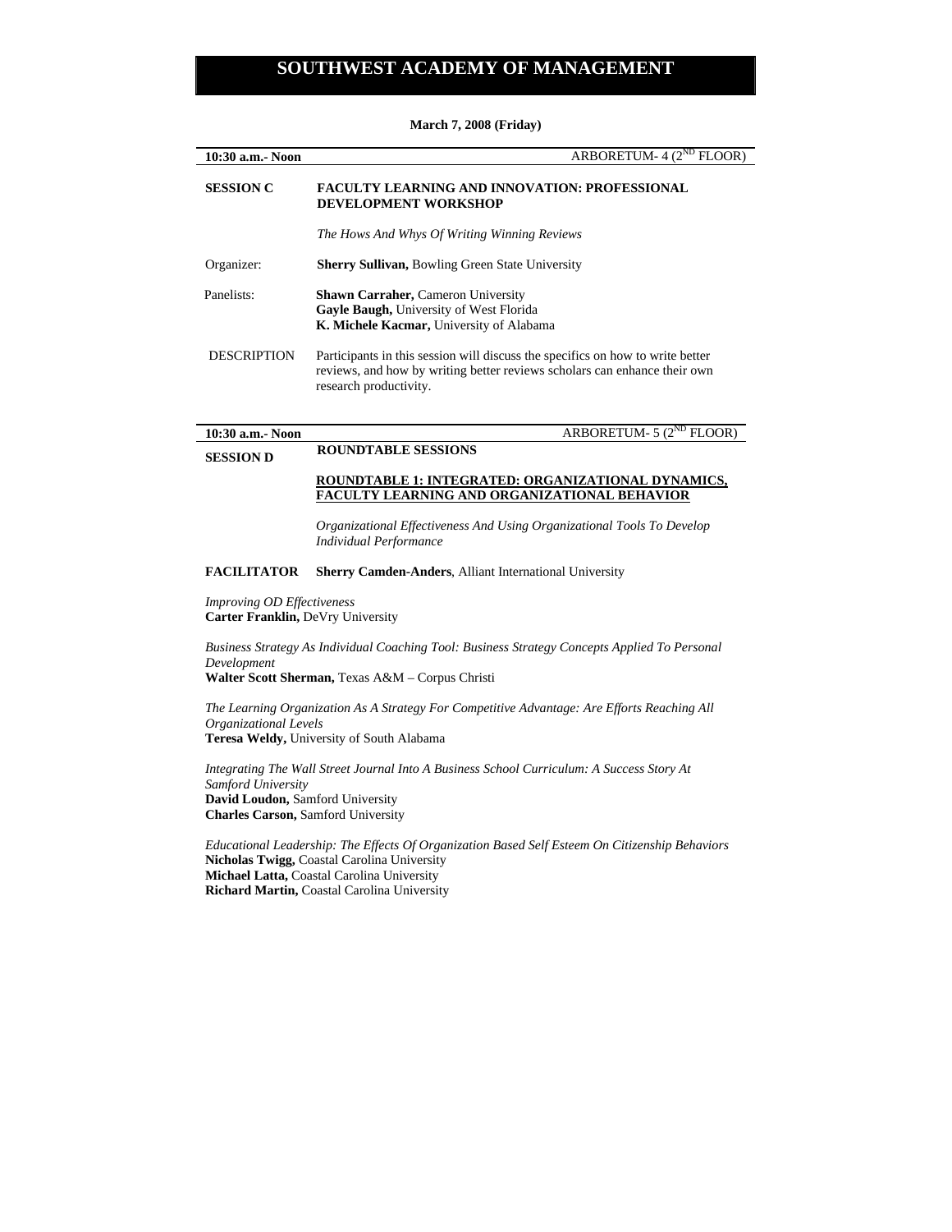# SOUTHWEST ACADEMY OF MANAGEMENT

**March 7, 2008 (Friday)**

**10:30 a.m.- Noon** ARBORETUM- 4 (2ND FLOOR)

**SESSION C** **FACULTY LEARNING AND INNOVATION: PROFESSIONAL DEVELOPMENT WORKSHOP**

*The Hows And Whys Of Writing Winning Reviews*

Organizer: **Sherry Sullivan,** Bowling Green State University

Panelists:
**Shawn Carraher,** Cameron University
**Gayle Baugh,** University of West Florida
**K. Michele Kacmar,** University of Alabama

DESCRIPTION: Participants in this session will discuss the specifics on how to write better reviews, and how by writing better reviews scholars can enhance their own research productivity.

---

**10:30 a.m.- Noon** ARBORETUM- 5 (2ND FLOOR)

**SESSION D** **ROUNDTABLE SESSIONS**

**ROUNDTABLE 1: INTEGRATED: ORGANIZATIONAL DYNAMICS, FACULTY LEARNING AND ORGANIZATIONAL BEHAVIOR**

*Organizational Effectiveness And Using Organizational Tools To Develop Individual Performance*

**FACILITATOR** **Sherry Camden-Anders**, Alliant International University

*Improving OD Effectiveness*
**Carter Franklin,** DeVry University

*Business Strategy As Individual Coaching Tool: Business Strategy Concepts Applied To Personal Development*
**Walter Scott Sherman,** Texas A&M – Corpus Christi

*The Learning Organization As A Strategy For Competitive Advantage: Are Efforts Reaching All Organizational Levels*
**Teresa Weldy,** University of South Alabama

*Integrating The Wall Street Journal Into A Business School Curriculum: A Success Story At Samford University*
**David Loudon,** Samford University
**Charles Carson,** Samford University

*Educational Leadership: The Effects Of Organization Based Self Esteem On Citizenship Behaviors*
**Nicholas Twigg,** Coastal Carolina University
**Michael Latta,** Coastal Carolina University
**Richard Martin,** Coastal Carolina University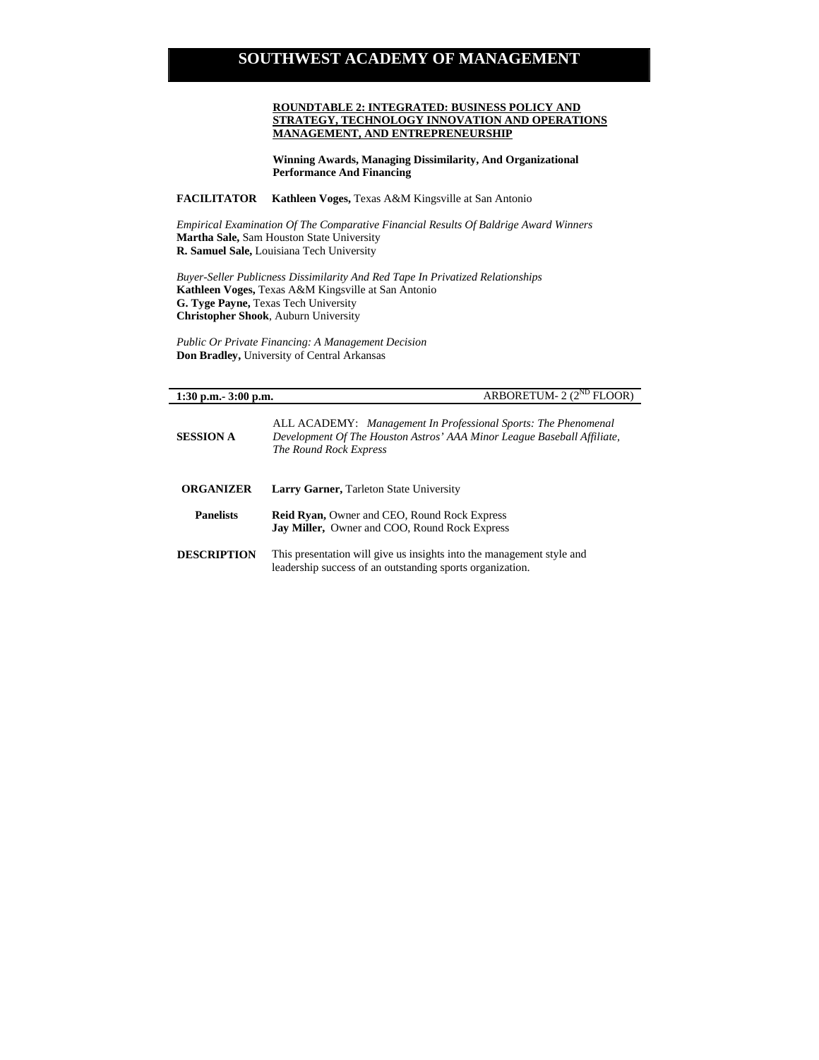**ROUNDTABLE 2: INTEGRATED: BUSINESS POLICY AND STRATEGY, TECHNOLOGY INNOVATION AND OPERATIONS MANAGEMENT, AND ENTREPRENEURSHIP**

**Winning Awards, Managing Dissimilarity, And Organizational Performance And Financing**

**FACILITATOR** **Kathleen Voges,** Texas A&M Kingsville at San Antonio

*Empirical Examination Of The Comparative Financial Results Of Baldrige Award Winners*
**Martha Sale,** Sam Houston State University
**R. Samuel Sale,** Louisiana Tech University

*Buyer-Seller Publicness Dissimilarity And Red Tape In Privatized Relationships*
**Kathleen Voges,** Texas A&M Kingsville at San Antonio
**G. Tyge Payne,** Texas Tech University
**Christopher Shook**, Auburn University

*Public Or Private Financing: A Management Decision*
**Don Bradley,** University of Central Arkansas

---

**1:30 p.m.- 3:00 p.m.** ARBORETUM- 2 (2ND FLOOR)

---

**SESSION A** ALL ACADEMY: *Management In Professional Sports: The Phenomenal Development Of The Houston Astros' AAA Minor League Baseball Affiliate, The Round Rock Express*

**ORGANIZER** **Larry Garner,** Tarleton State University

**Panelists**
**Reid Ryan,** Owner and CEO, Round Rock Express
**Jay Miller,** Owner and COO, Round Rock Express

**DESCRIPTION** This presentation will give us insights into the management style and leadership success of an outstanding sports organization.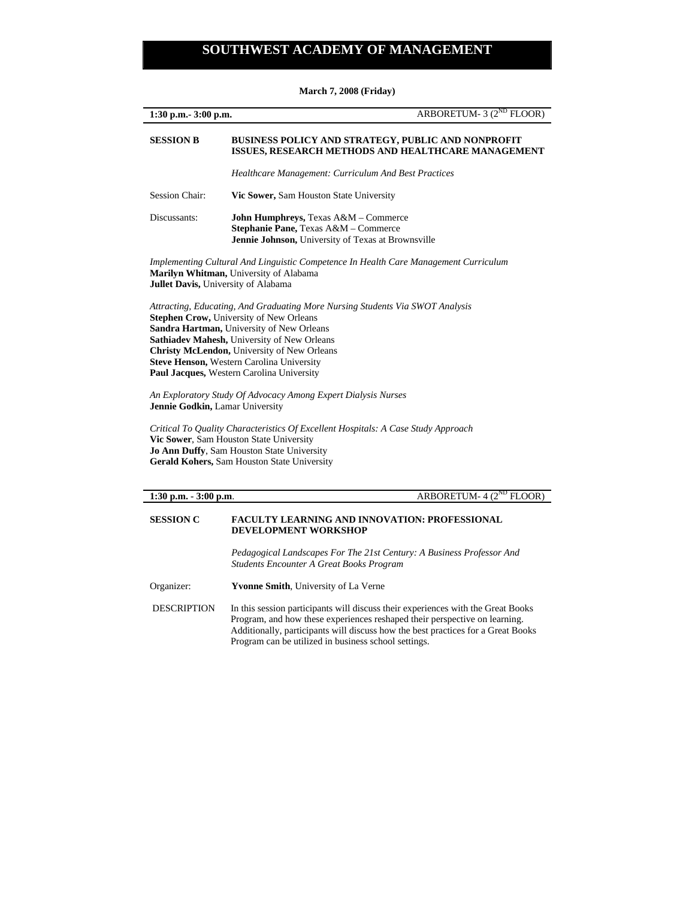# SOUTHWEST ACADEMY OF MANAGEMENT

**March 7, 2008 (Friday)**

**1:30 p.m.- 3:00 p.m.** ARBORETUM- 3 (2ND FLOOR)

**SESSION B** **BUSINESS POLICY AND STRATEGY, PUBLIC AND NONPROFIT ISSUES, RESEARCH METHODS AND HEALTHCARE MANAGEMENT**

*Healthcare Management: Curriculum And Best Practices*

Session Chair: **Vic Sower,** Sam Houston State University

Discussants: **John Humphreys,** Texas A&M – Commerce
**Stephanie Pane,** Texas A&M – Commerce
**Jennie Johnson,** University of Texas at Brownsville

*Implementing Cultural And Linguistic Competence In Health Care Management Curriculum*
**Marilyn Whitman,** University of Alabama
**Jullet Davis,** University of Alabama

*Attracting, Educating, And Graduating More Nursing Students Via SWOT Analysis*
**Stephen Crow,** University of New Orleans
**Sandra Hartman,** University of New Orleans
**Sathiadev Mahesh,** University of New Orleans
**Christy McLendon,** University of New Orleans
**Steve Henson,** Western Carolina University
**Paul Jacques,** Western Carolina University

*An Exploratory Study Of Advocacy Among Expert Dialysis Nurses*
**Jennie Godkin,** Lamar University

*Critical To Quality Characteristics Of Excellent Hospitals: A Case Study Approach*
**Vic Sower**, Sam Houston State University
**Jo Ann Duffy**, Sam Houston State University
**Gerald Kohers,** Sam Houston State University

**1:30 p.m. - 3:00 p.m**. ARBORETUM- 4 (2ND FLOOR)

**SESSION C** **FACULTY LEARNING AND INNOVATION: PROFESSIONAL DEVELOPMENT WORKSHOP**

*Pedagogical Landscapes For The 21st Century: A Business Professor And Students Encounter A Great Books Program*

Organizer: **Yvonne Smith**, University of La Verne

DESCRIPTION In this session participants will discuss their experiences with the Great Books Program, and how these experiences reshaped their perspective on learning. Additionally, participants will discuss how the best practices for a Great Books Program can be utilized in business school settings.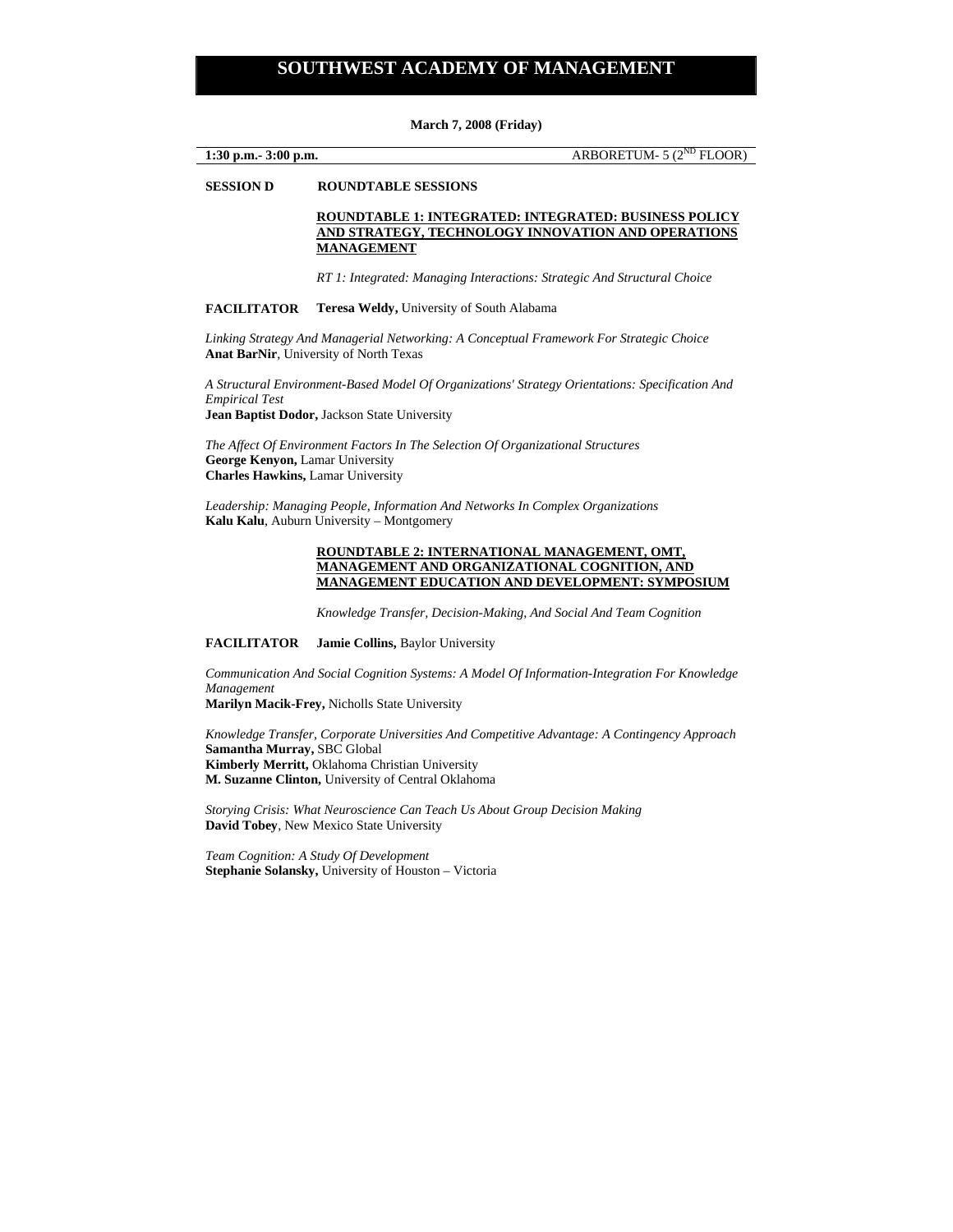March 7, 2008 (Friday)

**1:30 p.m.- 3:00 p.m.** ARBORETUM- 5 (2ND FLOOR)

**SESSION D** **ROUNDTABLE SESSIONS**

**ROUNDTABLE 1: INTEGRATED: INTEGRATED: BUSINESS POLICY AND STRATEGY, TECHNOLOGY INNOVATION AND OPERATIONS MANAGEMENT**

*RT 1: Integrated: Managing Interactions: Strategic And Structural Choice*

**FACILITATOR** **Teresa Weldy,** University of South Alabama

*Linking Strategy And Managerial Networking: A Conceptual Framework For Strategic Choice*
**Anat BarNir**, University of North Texas

*A Structural Environment-Based Model Of Organizations' Strategy Orientations: Specification And Empirical Test*
**Jean Baptist Dodor,** Jackson State University

*The Affect Of Environment Factors In The Selection Of Organizational Structures*
**George Kenyon,** Lamar University
**Charles Hawkins,** Lamar University

*Leadership: Managing People, Information And Networks In Complex Organizations*
**Kalu Kalu**, Auburn University – Montgomery

**ROUNDTABLE 2: INTERNATIONAL MANAGEMENT, OMT, MANAGEMENT AND ORGANIZATIONAL COGNITION, AND MANAGEMENT EDUCATION AND DEVELOPMENT: SYMPOSIUM**

*Knowledge Transfer, Decision-Making, And Social And Team Cognition*

**FACILITATOR** **Jamie Collins,** Baylor University

*Communication And Social Cognition Systems: A Model Of Information-Integration For Knowledge Management*
**Marilyn Macik-Frey,** Nicholls State University

*Knowledge Transfer, Corporate Universities And Competitive Advantage: A Contingency Approach*
**Samantha Murray,** SBC Global
**Kimberly Merritt,** Oklahoma Christian University
**M. Suzanne Clinton,** University of Central Oklahoma

*Storying Crisis: What Neuroscience Can Teach Us About Group Decision Making*
**David Tobey**, New Mexico State University

*Team Cognition: A Study Of Development*
**Stephanie Solansky,** University of Houston – Victoria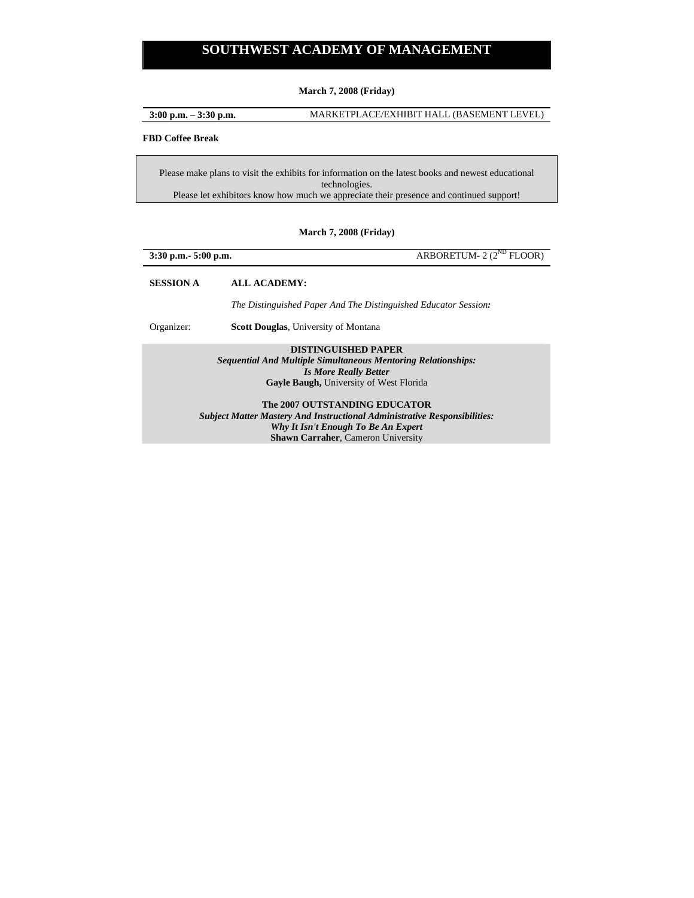# SOUTHWEST ACADEMY OF MANAGEMENT

**March 7, 2008 (Friday)**

| **3:00 p.m. – 3:30 p.m.** | MARKETPLACE/EXHIBIT HALL (BASEMENT LEVEL) |
|---|---|

**FBD Coffee Break**

Please make plans to visit the exhibits for information on the latest books and newest educational technologies.
Please let exhibitors know how much we appreciate their presence and continued support!

**March 7, 2008 (Friday)**

| **3:30 p.m.- 5:00 p.m.** | ARBORETUM- 2 (2ND FLOOR) |
|---|---|

**SESSION A** **ALL ACADEMY:**

*The Distinguished Paper And The Distinguished Educator Session:*

Organizer: **Scott Douglas**, University of Montana

**DISTINGUISHED PAPER**
***Sequential And Multiple Simultaneous Mentoring Relationships: Is More Really Better***
**Gayle Baugh,** University of West Florida

**The 2007 OUTSTANDING EDUCATOR**
***Subject Matter Mastery And Instructional Administrative Responsibilities: Why It Isn't Enough To Be An Expert***
**Shawn Carraher**, Cameron University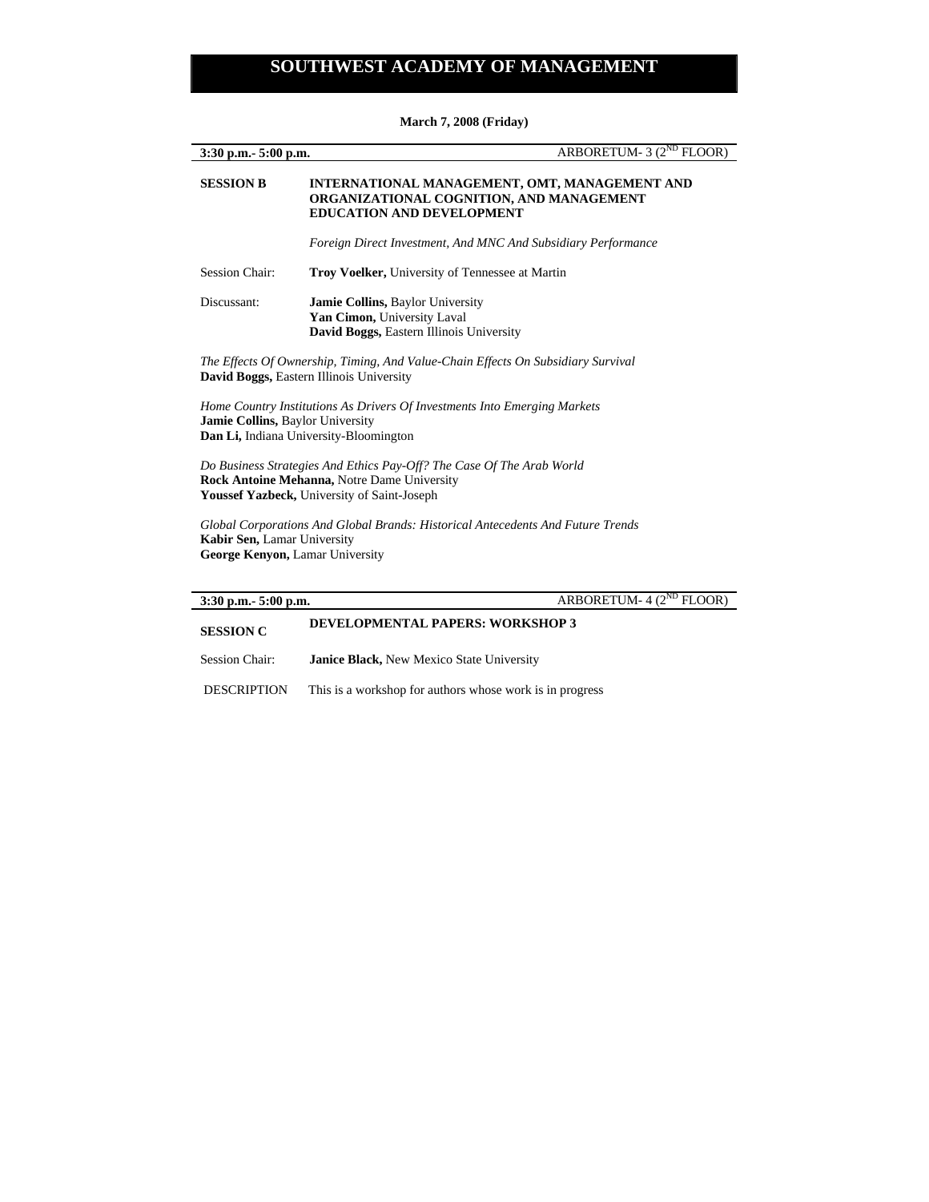# SOUTHWEST ACADEMY OF MANAGEMENT

**March 7, 2008 (Friday)**

**3:30 p.m.- 5:00 p.m.** ARBORETUM- 3 (2[ND] FLOOR)

**SESSION B** **INTERNATIONAL MANAGEMENT, OMT, MANAGEMENT AND ORGANIZATIONAL COGNITION, AND MANAGEMENT EDUCATION AND DEVELOPMENT**

*Foreign Direct Investment, And MNC And Subsidiary Performance*

Session Chair: **Troy Voelker,** University of Tennessee at Martin

Discussant: **Jamie Collins,** Baylor University
**Yan Cimon,** University Laval
**David Boggs,** Eastern Illinois University

*The Effects Of Ownership, Timing, And Value-Chain Effects On Subsidiary Survival*
**David Boggs,** Eastern Illinois University

*Home Country Institutions As Drivers Of Investments Into Emerging Markets*
**Jamie Collins,** Baylor University
**Dan Li,** Indiana University-Bloomington

*Do Business Strategies And Ethics Pay-Off? The Case Of The Arab World*
**Rock Antoine Mehanna,** Notre Dame University
**Youssef Yazbeck,** University of Saint-Joseph

*Global Corporations And Global Brands: Historical Antecedents And Future Trends*
**Kabir Sen,** Lamar University
**George Kenyon,** Lamar University

**3:30 p.m.- 5:00 p.m.** ARBORETUM- 4 (2[ND] FLOOR)

**SESSION C** **DEVELOPMENTAL PAPERS: WORKSHOP 3**

Session Chair: **Janice Black,** New Mexico State University

DESCRIPTION This is a workshop for authors whose work is in progress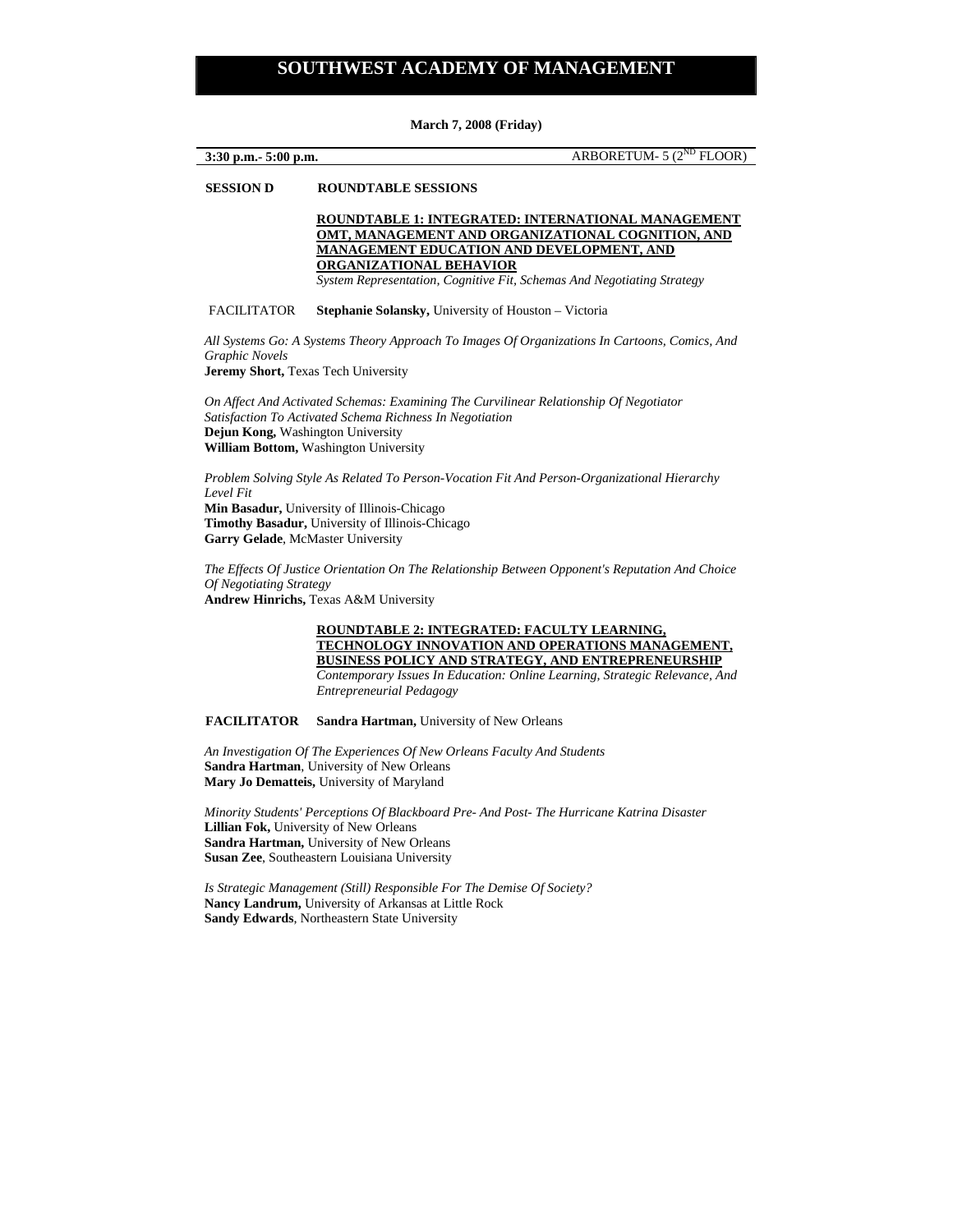# SOUTHWEST ACADEMY OF MANAGEMENT

**March 7, 2008 (Friday)**

**3:30 p.m.- 5:00 p.m.** ARBORETUM- 5 (2[ND] FLOOR)

**SESSION D** **ROUNDTABLE SESSIONS**

**ROUNDTABLE 1: INTEGRATED: INTERNATIONAL MANAGEMENT OMT, MANAGEMENT AND ORGANIZATIONAL COGNITION, AND MANAGEMENT EDUCATION AND DEVELOPMENT, AND ORGANIZATIONAL BEHAVIOR**

*System Representation, Cognitive Fit, Schemas And Negotiating Strategy*

FACILITATOR **Stephanie Solansky,** University of Houston – Victoria

*All Systems Go: A Systems Theory Approach To Images Of Organizations In Cartoons, Comics, And Graphic Novels*
**Jeremy Short,** Texas Tech University

*On Affect And Activated Schemas: Examining The Curvilinear Relationship Of Negotiator Satisfaction To Activated Schema Richness In Negotiation*
**Dejun Kong,** Washington University
**William Bottom,** Washington University

*Problem Solving Style As Related To Person-Vocation Fit And Person-Organizational Hierarchy Level Fit*
**Min Basadur,** University of Illinois-Chicago
**Timothy Basadur,** University of Illinois-Chicago
**Garry Gelade**, McMaster University

*The Effects Of Justice Orientation On The Relationship Between Opponent's Reputation And Choice Of Negotiating Strategy*
**Andrew Hinrichs,** Texas A&M University

**ROUNDTABLE 2: INTEGRATED: FACULTY LEARNING, TECHNOLOGY INNOVATION AND OPERATIONS MANAGEMENT, BUSINESS POLICY AND STRATEGY, AND ENTREPRENEURSHIP**

*Contemporary Issues In Education: Online Learning, Strategic Relevance, And Entrepreneurial Pedagogy*

**FACILITATOR** **Sandra Hartman,** University of New Orleans

*An Investigation Of The Experiences Of New Orleans Faculty And Students*
**Sandra Hartman**, University of New Orleans
**Mary Jo Dematteis,** University of Maryland

*Minority Students' Perceptions Of Blackboard Pre- And Post- The Hurricane Katrina Disaster*
**Lillian Fok,** University of New Orleans
**Sandra Hartman,** University of New Orleans
**Susan Zee**, Southeastern Louisiana University

*Is Strategic Management (Still) Responsible For The Demise Of Society?*
**Nancy Landrum,** University of Arkansas at Little Rock
**Sandy Edwards**, Northeastern State University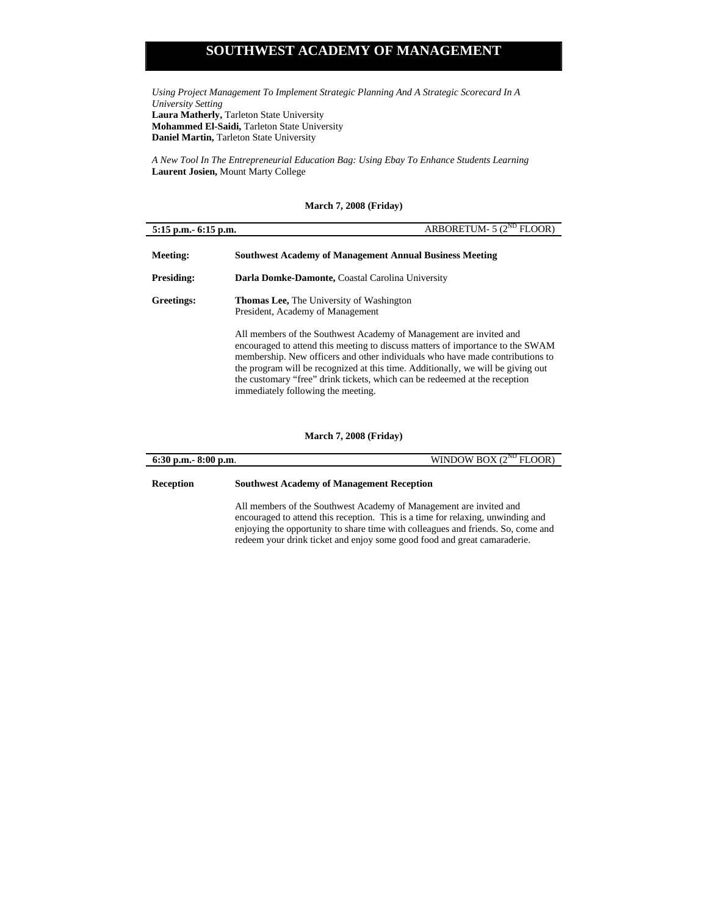*Using Project Management To Implement Strategic Planning And A Strategic Scorecard In A University Setting*
**Laura Matherly,** Tarleton State University
**Mohammed El-Saidi,** Tarleton State University
**Daniel Martin,** Tarleton State University

*A New Tool In The Entrepreneurial Education Bag: Using Ebay To Enhance Students Learning*
**Laurent Josien,** Mount Marty College

**March 7, 2008 (Friday)**

**5:15 p.m.- 6:15 p.m.** ARBORETUM- 5 (2ND FLOOR)

**Meeting:** **Southwest Academy of Management Annual Business Meeting**

**Presiding:** **Darla Domke-Damonte,** Coastal Carolina University

**Greetings:** **Thomas Lee,** The University of Washington
President, Academy of Management

All members of the Southwest Academy of Management are invited and encouraged to attend this meeting to discuss matters of importance to the SWAM membership. New officers and other individuals who have made contributions to the program will be recognized at this time. Additionally, we will be giving out the customary "free" drink tickets, which can be redeemed at the reception immediately following the meeting.

**March 7, 2008 (Friday)**

**6:30 p.m.- 8:00 p.m**. WINDOW BOX (2ND FLOOR)

**Reception** **Southwest Academy of Management Reception**

All members of the Southwest Academy of Management are invited and encouraged to attend this reception. This is a time for relaxing, unwinding and enjoying the opportunity to share time with colleagues and friends. So, come and redeem your drink ticket and enjoy some good food and great camaraderie.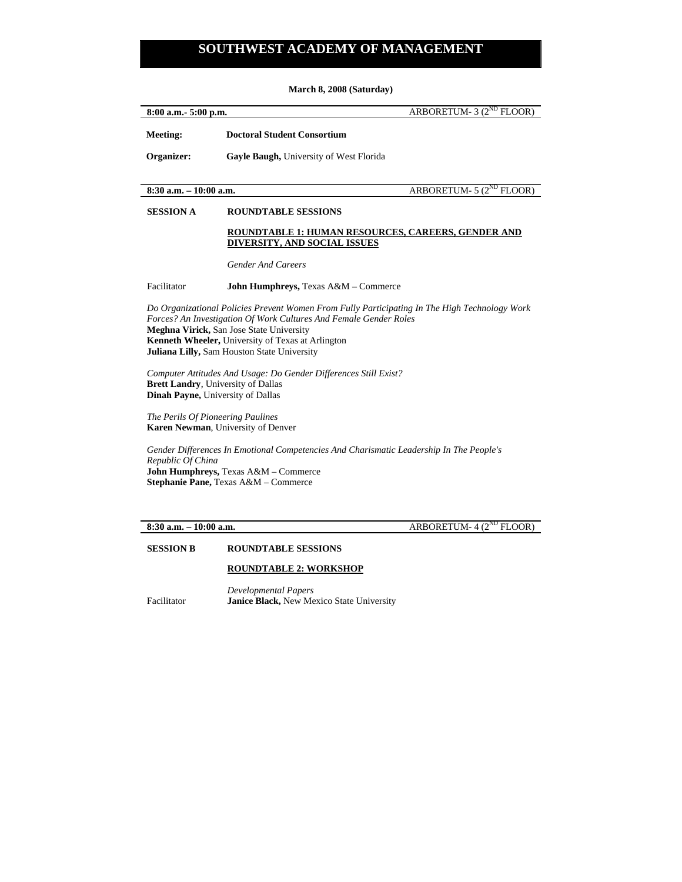# SOUTHWEST ACADEMY OF MANAGEMENT

**March 8, 2008 (Saturday)**

**8:00 a.m.- 5:00 p.m.** ARBORETUM- 3 (2ND FLOOR)

**Meeting:** **Doctoral Student Consortium**

**Organizer:** **Gayle Baugh,** University of West Florida

**8:30 a.m. – 10:00 a.m.** ARBORETUM- 5 (2ND FLOOR)

**SESSION A** **ROUNDTABLE SESSIONS**

**ROUNDTABLE 1: HUMAN RESOURCES, CAREERS, GENDER AND DIVERSITY, AND SOCIAL ISSUES**

*Gender And Careers*

Facilitator **John Humphreys,** Texas A&M – Commerce

*Do Organizational Policies Prevent Women From Fully Participating In The High Technology Work Forces? An Investigation Of Work Cultures And Female Gender Roles*
**Meghna Virick,** San Jose State University
**Kenneth Wheeler,** University of Texas at Arlington
**Juliana Lilly,** Sam Houston State University

*Computer Attitudes And Usage: Do Gender Differences Still Exist?*
**Brett Landry**, University of Dallas
**Dinah Payne,** University of Dallas

*The Perils Of Pioneering Paulines*
**Karen Newman**, University of Denver

*Gender Differences In Emotional Competencies And Charismatic Leadership In The People's Republic Of China*
**John Humphreys,** Texas A&M – Commerce
**Stephanie Pane,** Texas A&M – Commerce

**8:30 a.m. – 10:00 a.m.** ARBORETUM- 4 (2ND FLOOR)

**SESSION B** **ROUNDTABLE SESSIONS**

**ROUNDTABLE 2: WORKSHOP**

*Developmental Papers*

Facilitator **Janice Black,** New Mexico State University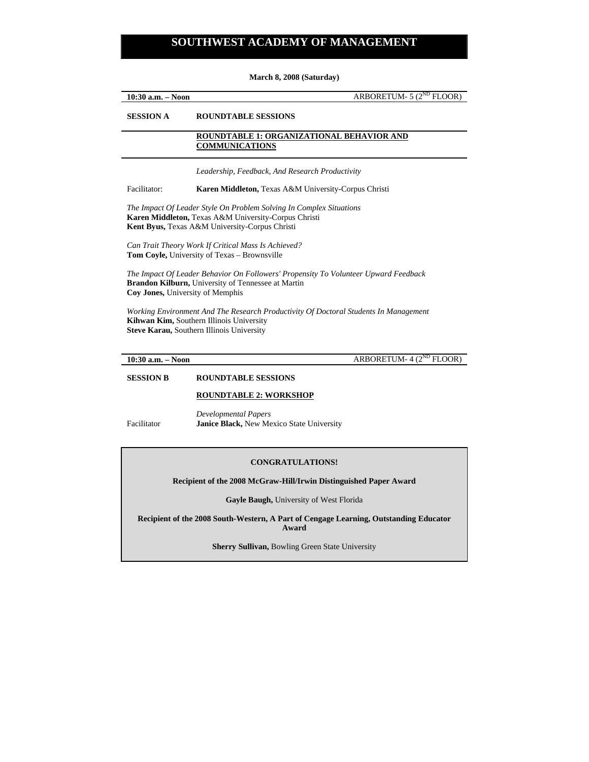# SOUTHWEST ACADEMY OF MANAGEMENT

**March 8, 2008 (Saturday)**

**10:30 a.m. – Noon** ARBORETUM- 5 (2ND FLOOR)

**SESSION A** **ROUNDTABLE SESSIONS**

**ROUNDTABLE 1: ORGANIZATIONAL BEHAVIOR AND COMMUNICATIONS**

*Leadership, Feedback, And Research Productivity*

Facilitator: **Karen Middleton,** Texas A&M University-Corpus Christi

*The Impact Of Leader Style On Problem Solving In Complex Situations*
**Karen Middleton,** Texas A&M University-Corpus Christi
**Kent Byus,** Texas A&M University-Corpus Christi

*Can Trait Theory Work If Critical Mass Is Achieved?*
**Tom Coyle,** University of Texas – Brownsville

*The Impact Of Leader Behavior On Followers' Propensity To Volunteer Upward Feedback*
**Brandon Kilburn,** University of Tennessee at Martin
**Coy Jones,** University of Memphis

*Working Environment And The Research Productivity Of Doctoral Students In Management*
**Kihwan Kim,** Southern Illinois University
**Steve Karau,** Southern Illinois University

**10:30 a.m. – Noon** ARBORETUM- 4 (2ND FLOOR)

**SESSION B** **ROUNDTABLE SESSIONS**

**ROUNDTABLE 2: WORKSHOP**

*Developmental Papers*

Facilitator **Janice Black,** New Mexico State University

**CONGRATULATIONS!**

**Recipient of the 2008 McGraw-Hill/Irwin Distinguished Paper Award**

**Gayle Baugh,** University of West Florida

**Recipient of the 2008 South-Western, A Part of Cengage Learning, Outstanding Educator Award**

**Sherry Sullivan,** Bowling Green State University